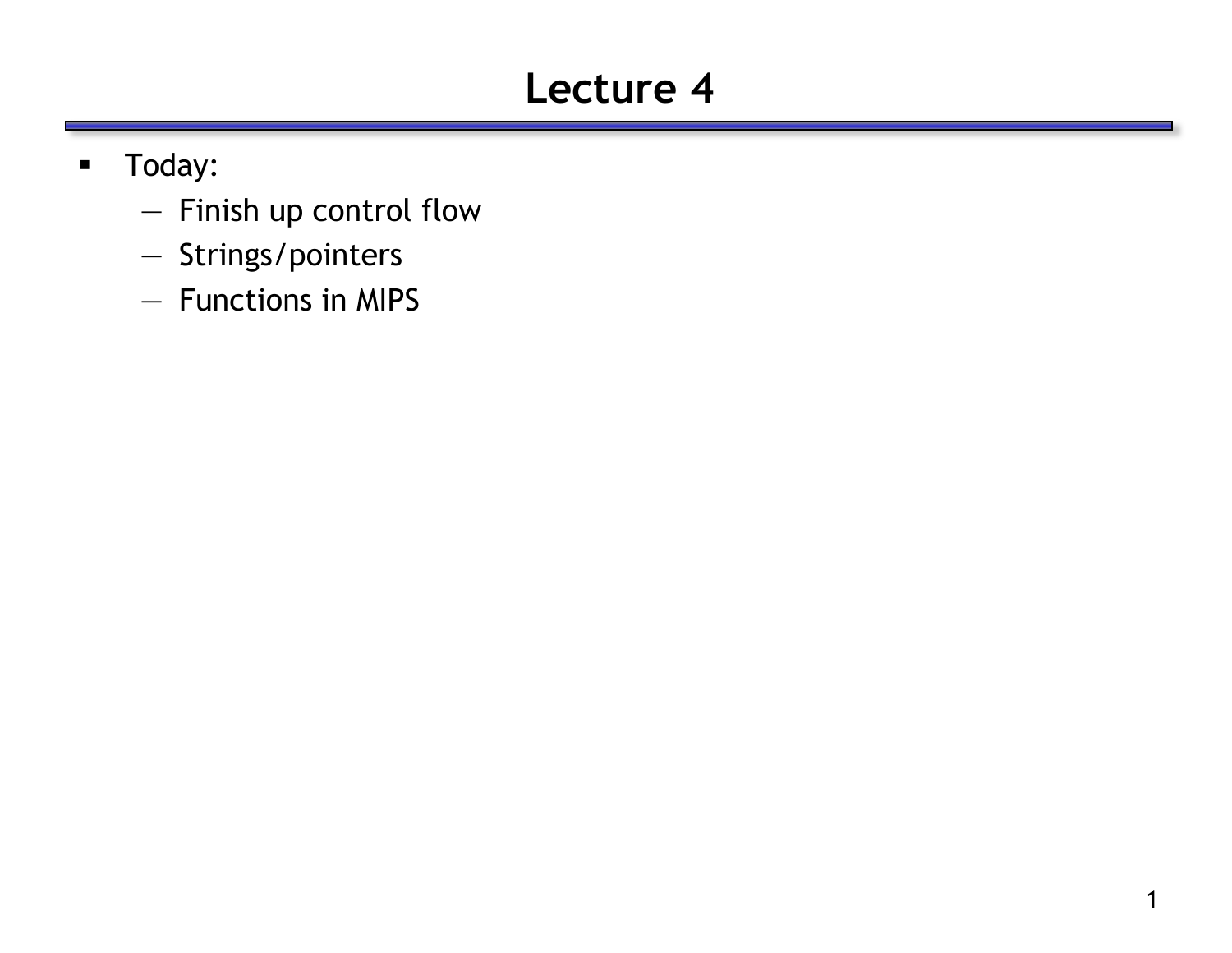# Lecture 4

- Today:
  - Finish up control flow
  - Strings/pointers
  - Functions in MIPS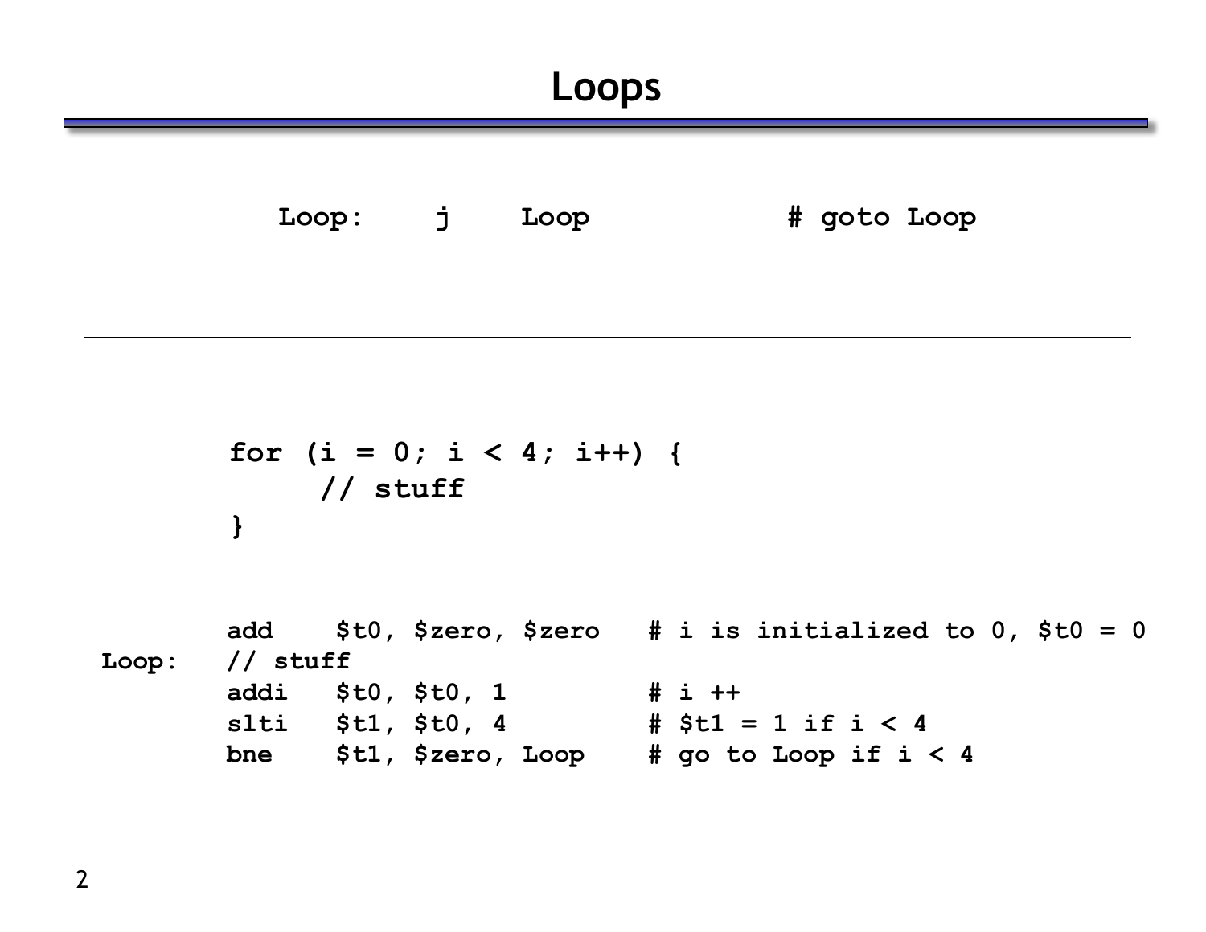# Loops

```
Loop:    j    Loop            # goto Loop
```

---

```
for (i = 0; i < 4; i++) {
     // stuff
}
```

```
        add    $t0, $zero, $zero   # i is initialized to 0, $t0 = 0
Loop:   // stuff
        addi   $t0, $t0, 1         # i ++
        slti   $t1, $t0, 4         # $t1 = 1 if i < 4
        bne    $t1, $zero, Loop    # go to Loop if i < 4
```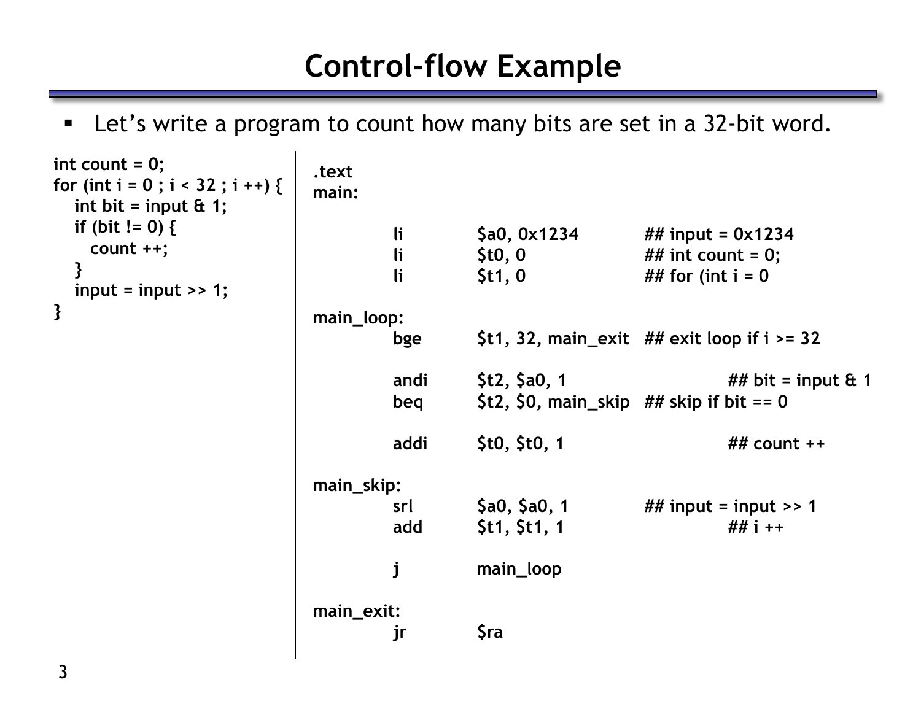# Control-flow Example

- Let's write a program to count how many bits are set in a 32-bit word.

```c
int count = 0;
for (int i = 0 ; i < 32 ; i ++) {
   int bit = input & 1;
   if (bit != 0) {
      count ++;
   }
   input = input >> 1;
}
```

```
.text
main:

        li      $a0, 0x1234         ## input = 0x1234
        li      $t0, 0              ## int count = 0;
        li      $t1, 0              ## for (int i = 0

main_loop:
        bge     $t1, 32, main_exit  ## exit loop if i >= 32

        andi    $t2, $a0, 1                 ## bit = input & 1
        beq     $t2, $0, main_skip  ## skip if bit == 0

        addi    $t0, $t0, 1                 ## count ++

main_skip:
        srl     $a0, $a0, 1         ## input = input >> 1
        add     $t1, $t1, 1                 ## i ++

        j       main_loop

main_exit:
        jr      $ra
```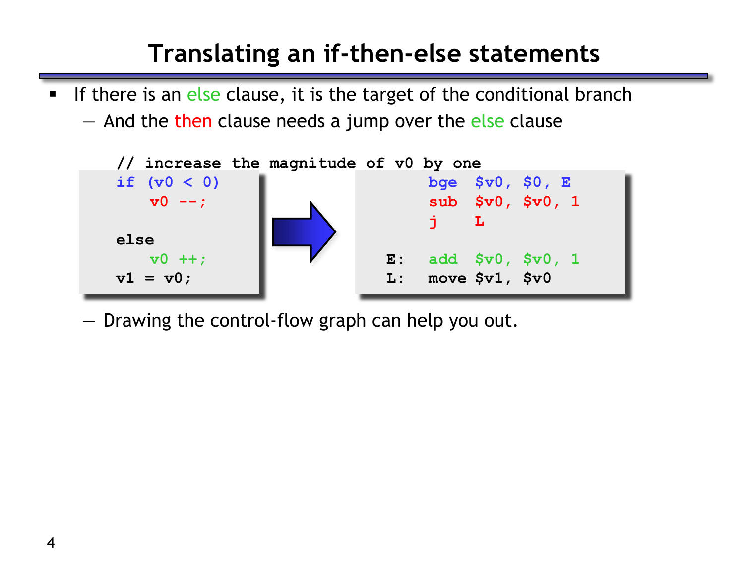# Translating an if-then-else statements

- If there is an else clause, it is the target of the conditional branch
  - And the then clause needs a jump over the else clause

```
// increase the magnitude of v0 by one
if (v0 < 0)
    v0 --;

else
    v0 ++;
v1 = v0;
```

```
        bge  $v0, $0, E
        sub  $v0, $v0, 1
        j    L

E:      add  $v0, $v0, 1
L:      move $v1, $v0
```

  - Drawing the control-flow graph can help you out.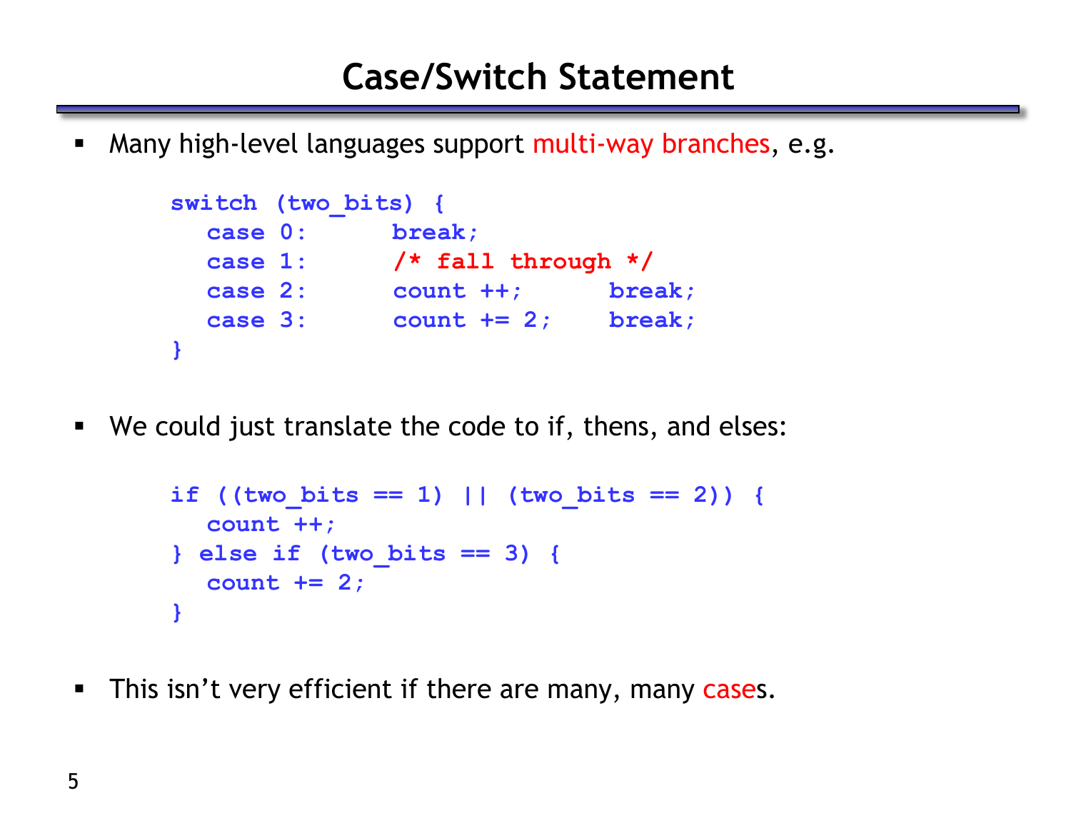# Case/Switch Statement

- Many high-level languages support multi-way branches, e.g.

```
switch (two_bits) {
   case 0:     break;
   case 1:     /* fall through */
   case 2:     count ++;      break;
   case 3:     count += 2;    break;
}
```

- We could just translate the code to if, thens, and elses:

```
if ((two_bits == 1) || (two_bits == 2)) {
   count ++;
} else if (two_bits == 3) {
   count += 2;
}
```

- This isn't very efficient if there are many, many cases.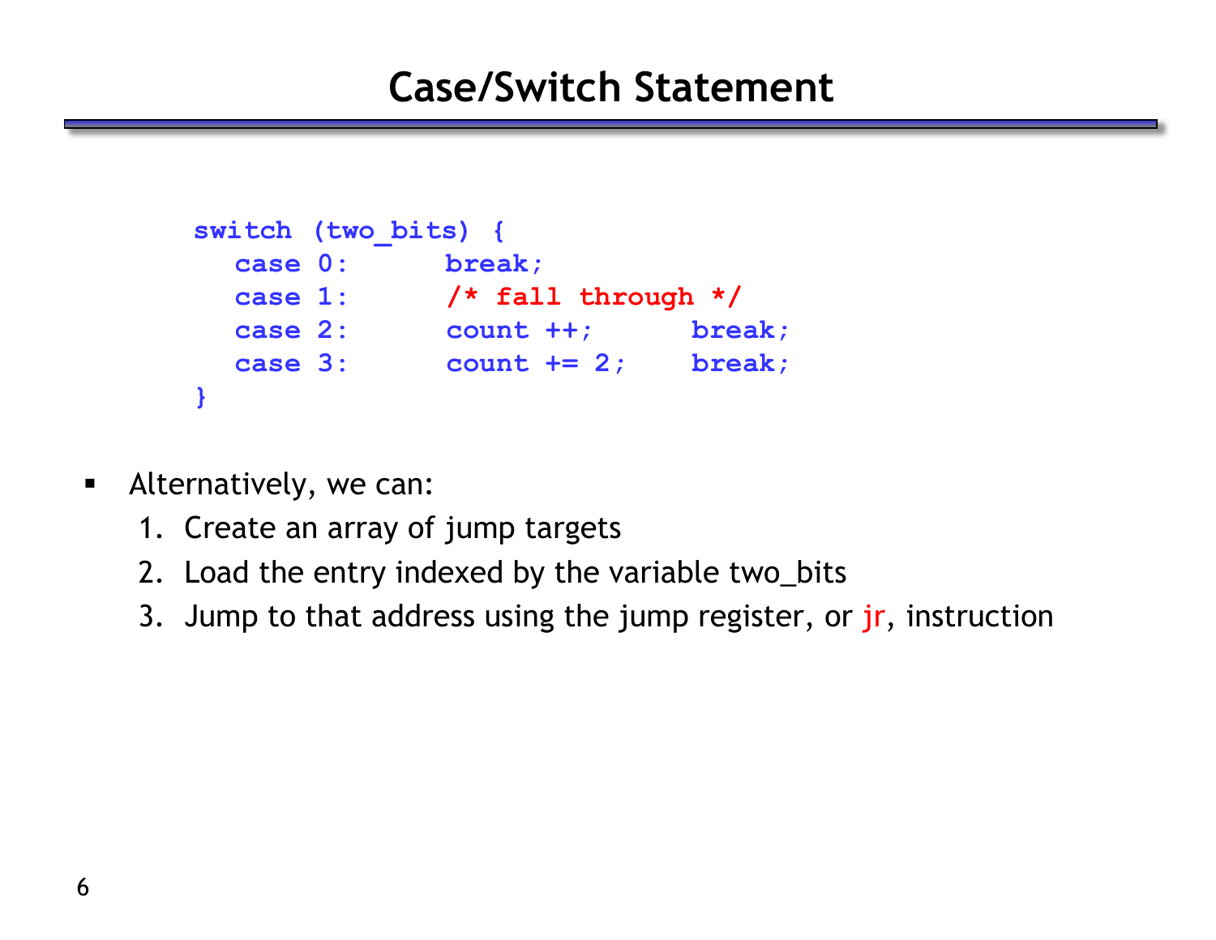# Case/Switch Statement

```
switch (two_bits) {
   case 0:     break;
   case 1:     /* fall through */
   case 2:     count ++;     break;
   case 3:     count += 2;   break;
}
```

- Alternatively, we can:
  1. Create an array of jump targets
  2. Load the entry indexed by the variable two_bits
  3. Jump to that address using the jump register, or jr, instruction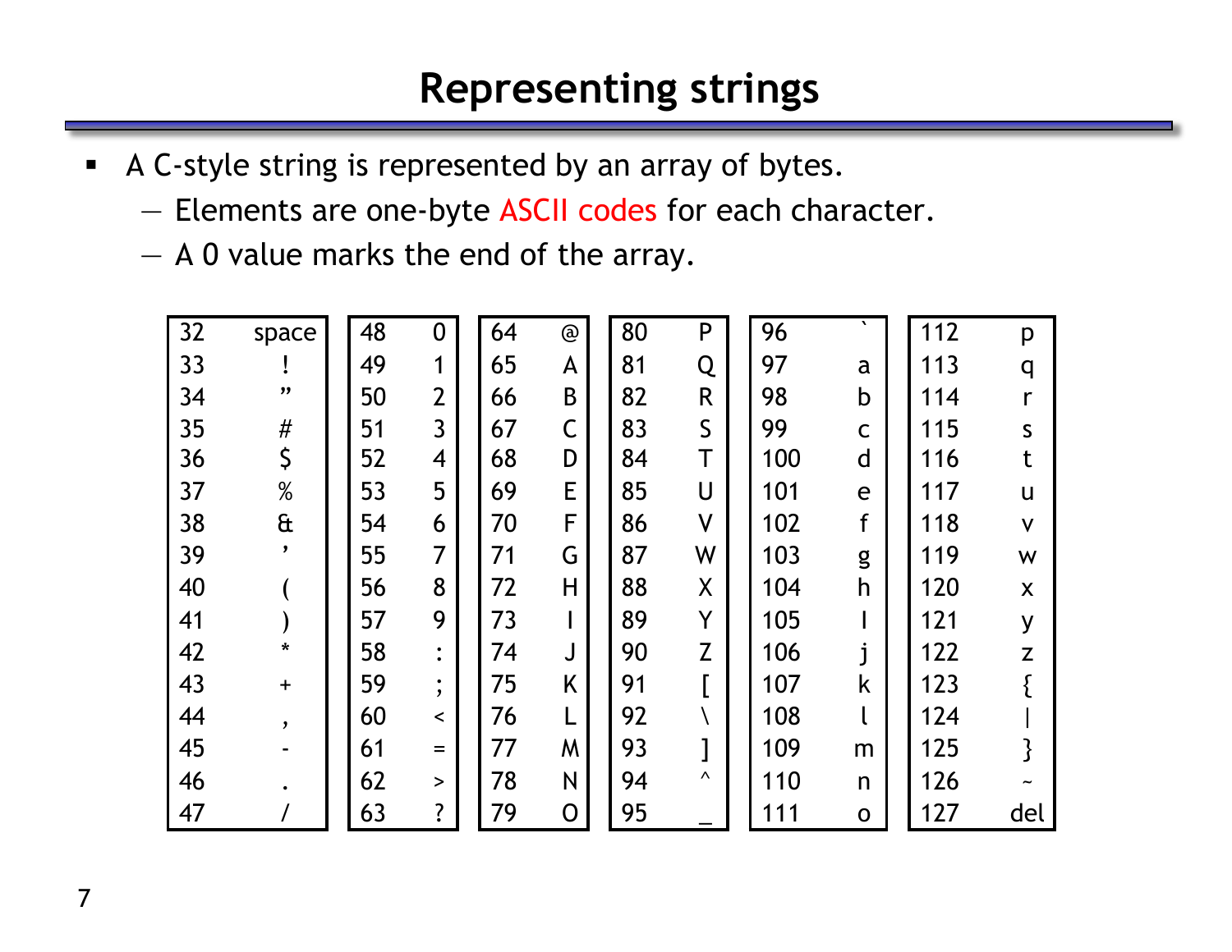# Representing strings

- A C-style string is represented by an array of bytes.
  - Elements are one-byte ASCII codes for each character.
  - A 0 value marks the end of the array.

| 32 | space | 48 | 0 | 64 | @ | 80 | P | 96 | ` | 112 | p |
|---|---|---|---|---|---|---|---|---|---|---|---|
| 33 | ! | 49 | 1 | 65 | A | 81 | Q | 97 | a | 113 | q |
| 34 | ” | 50 | 2 | 66 | B | 82 | R | 98 | b | 114 | r |
| 35 | # | 51 | 3 | 67 | C | 83 | S | 99 | c | 115 | s |
| 36 | $ | 52 | 4 | 68 | D | 84 | T | 100 | d | 116 | t |
| 37 | % | 53 | 5 | 69 | E | 85 | U | 101 | e | 117 | u |
| 38 | & | 54 | 6 | 70 | F | 86 | V | 102 | f | 118 | v |
| 39 | ’ | 55 | 7 | 71 | G | 87 | W | 103 | g | 119 | w |
| 40 | ( | 56 | 8 | 72 | H | 88 | X | 104 | h | 120 | x |
| 41 | ) | 57 | 9 | 73 | I | 89 | Y | 105 | I | 121 | y |
| 42 | * | 58 | : | 74 | J | 90 | Z | 106 | j | 122 | z |
| 43 | + | 59 | ; | 75 | K | 91 | [ | 107 | k | 123 | { |
| 44 | , | 60 | < | 76 | L | 92 | \ | 108 | l | 124 | \| |
| 45 | - | 61 | = | 77 | M | 93 | ] | 109 | m | 125 | } |
| 46 | . | 62 | > | 78 | N | 94 | ^ | 110 | n | 126 | ~ |
| 47 | / | 63 | ? | 79 | O | 95 | _ | 111 | o | 127 | del |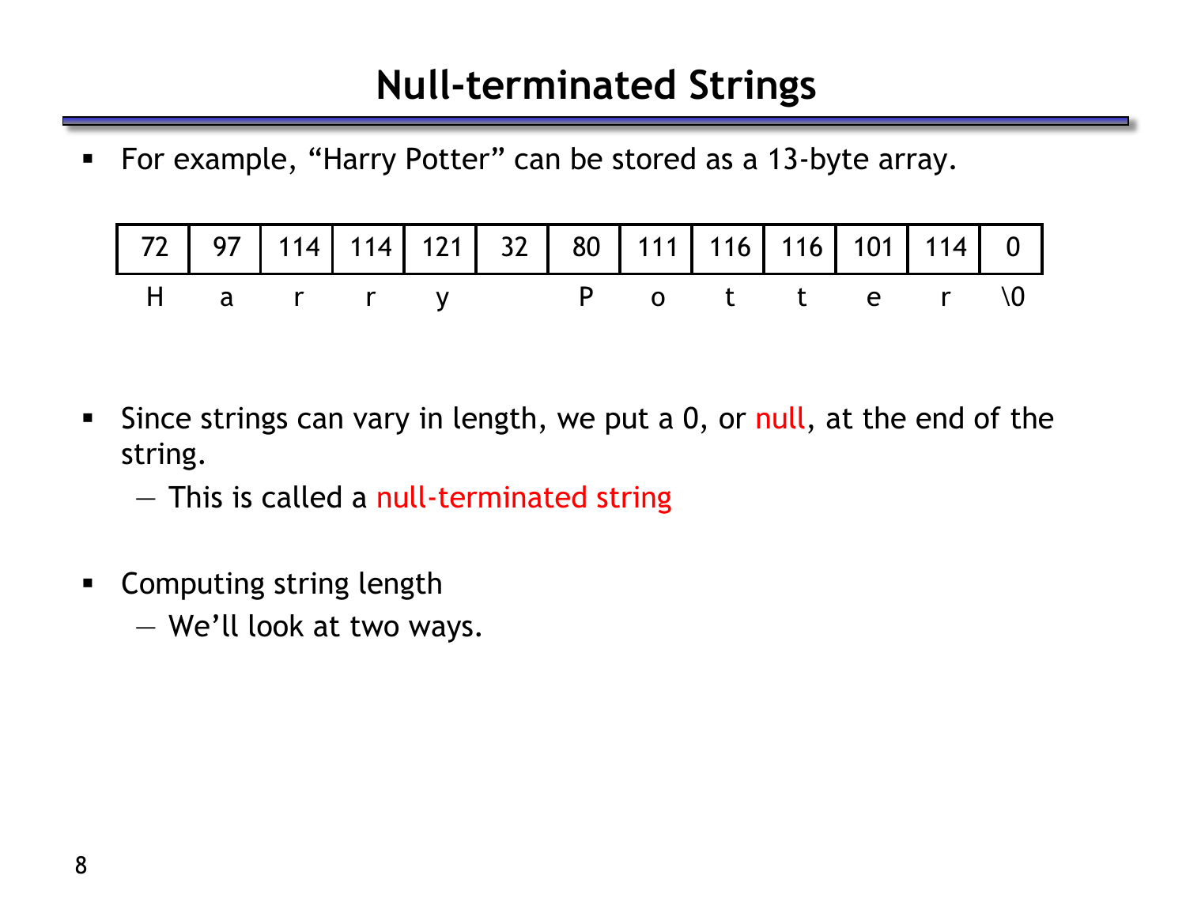# Null-terminated Strings

- For example, “Harry Potter” can be stored as a 13-byte array.

| 72 | 97 | 114 | 114 | 121 | 32 | 80 | 111 | 116 | 116 | 101 | 114 | 0 |
|---|---|---|---|---|---|---|---|---|---|---|---|---|
| H | a | r | r | y | | P | o | t | t | e | r | \0 |

- Since strings can vary in length, we put a 0, or null, at the end of the string.
  - This is called a null-terminated string
- Computing string length
  - We’ll look at two ways.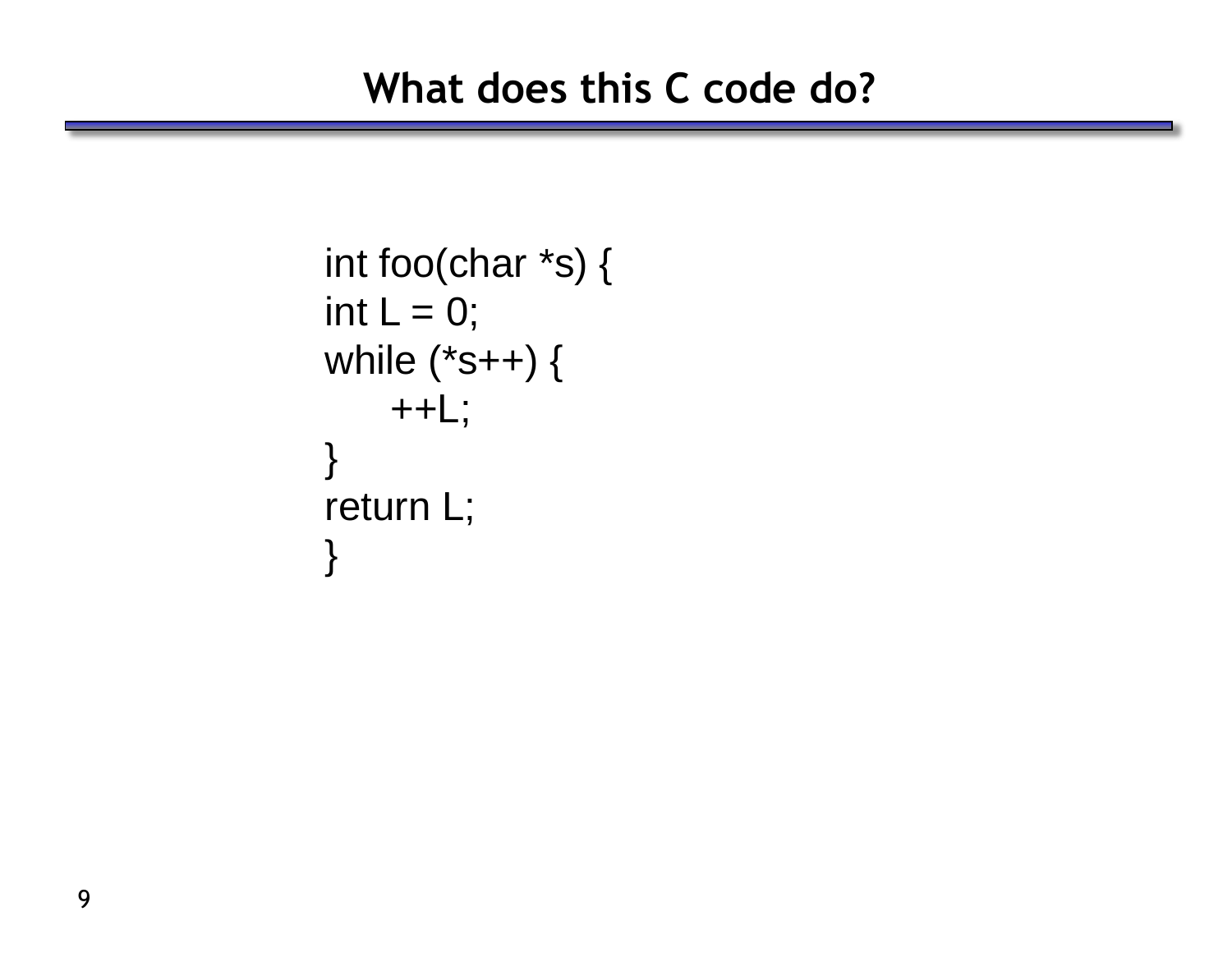# What does this C code do?

```
int foo(char *s) {
int L = 0;
while (*s++) {
     ++L;
}
return L;
}
```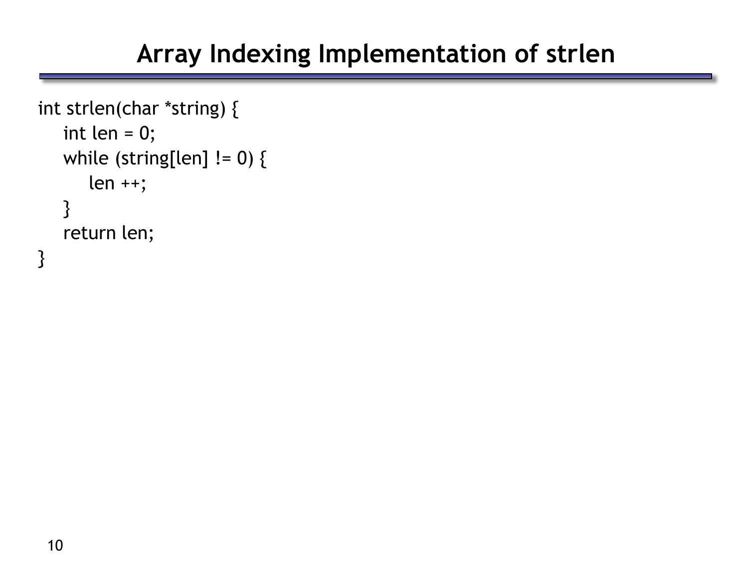# Array Indexing Implementation of strlen

```
int strlen(char *string) {
    int len = 0;
    while (string[len] != 0) {
        len ++;
    }
    return len;
}
```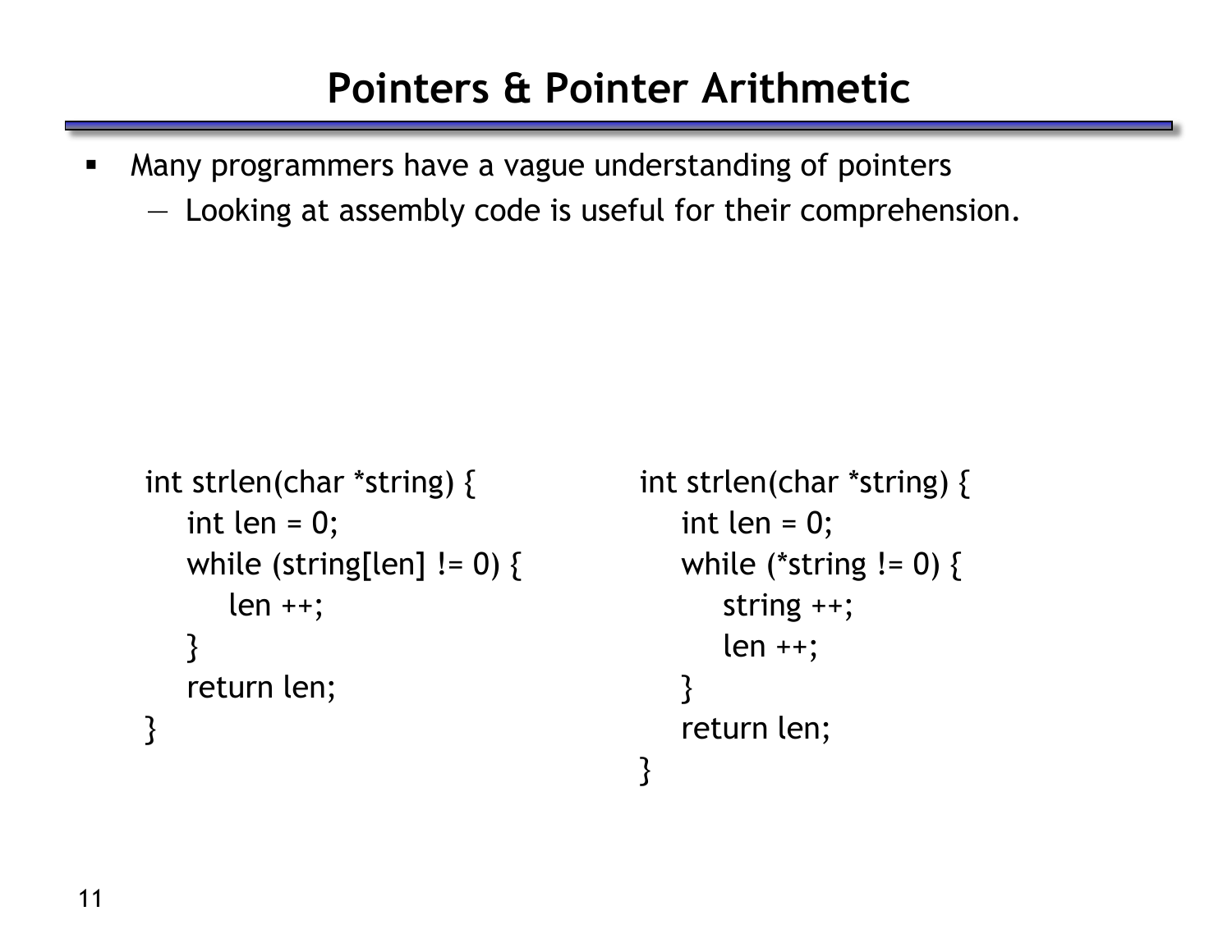# Pointers & Pointer Arithmetic

- Many programmers have a vague understanding of pointers
  - Looking at assembly code is useful for their comprehension.

```
int strlen(char *string) {
    int len = 0;
    while (string[len] != 0) {
        len ++;
    }
    return len;
}
```

```
int strlen(char *string) {
    int len = 0;
    while (*string != 0) {
        string ++;
        len ++;
    }
    return len;
}
```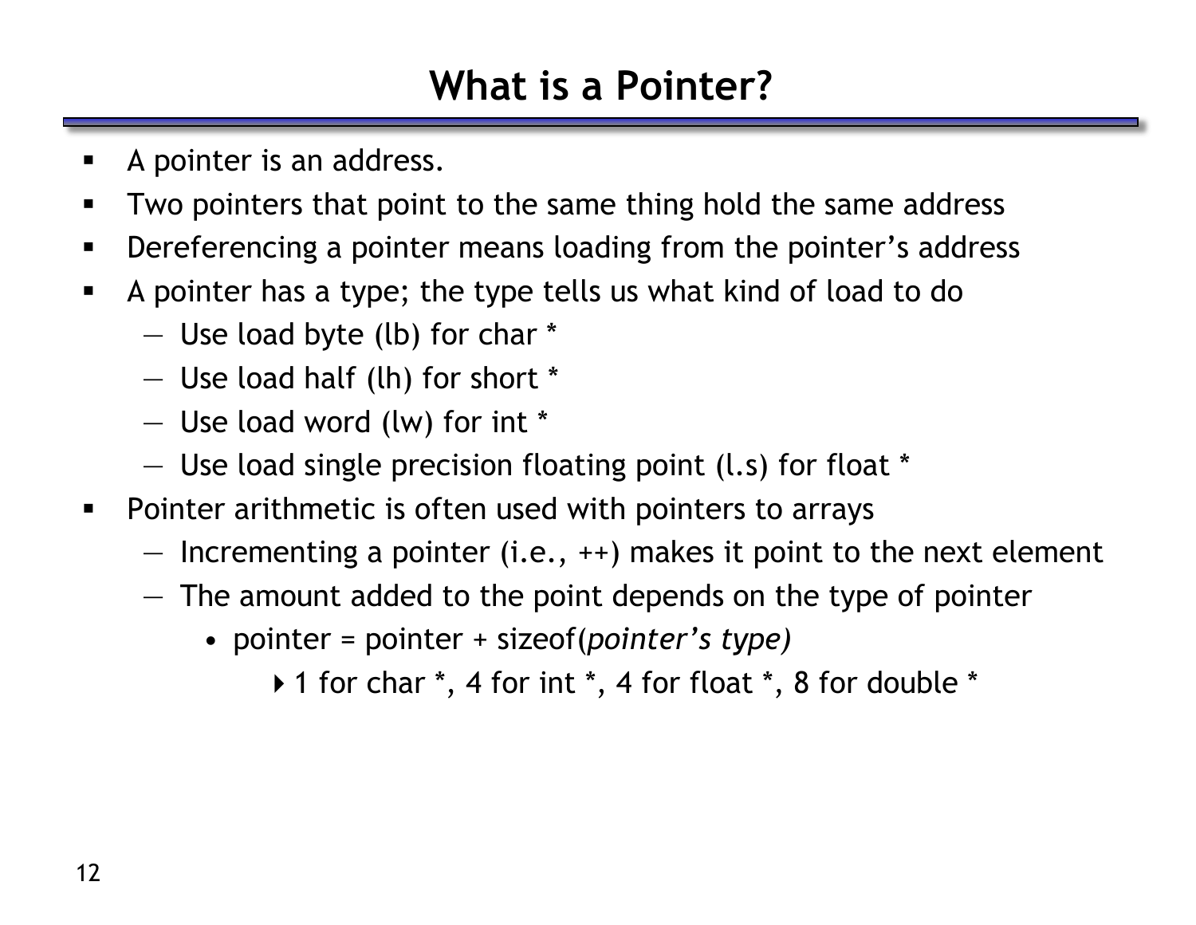# What is a Pointer?

- A pointer is an address.
- Two pointers that point to the same thing hold the same address
- Dereferencing a pointer means loading from the pointer's address
- A pointer has a type; the type tells us what kind of load to do
  - Use load byte (lb) for char *
  - Use load half (lh) for short *
  - Use load word (lw) for int *
  - Use load single precision floating point (l.s) for float *
- Pointer arithmetic is often used with pointers to arrays
  - Incrementing a pointer (i.e., ++) makes it point to the next element
  - The amount added to the point depends on the type of pointer
    - pointer = pointer + sizeof(*pointer's type)*
      - 1 for char *, 4 for int *, 4 for float *, 8 for double *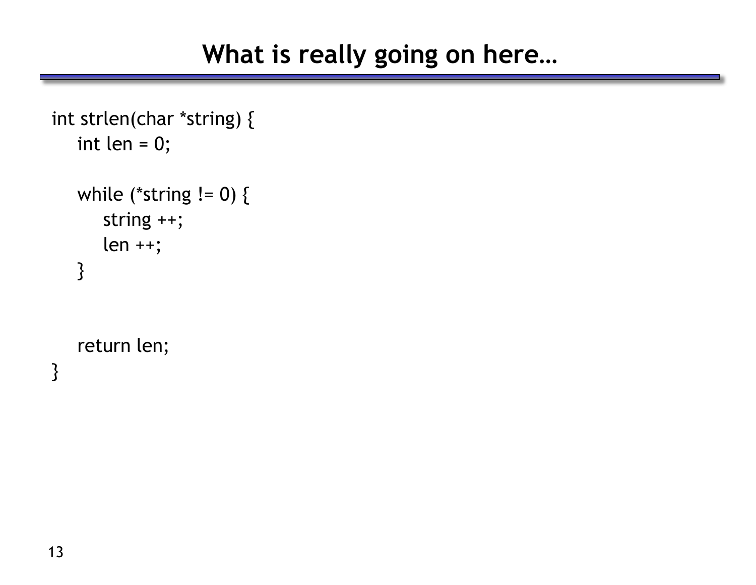# What is really going on here…

```
int strlen(char *string) {
    int len = 0;

    while (*string != 0) {
        string ++;
        len ++;
    }


    return len;
}
```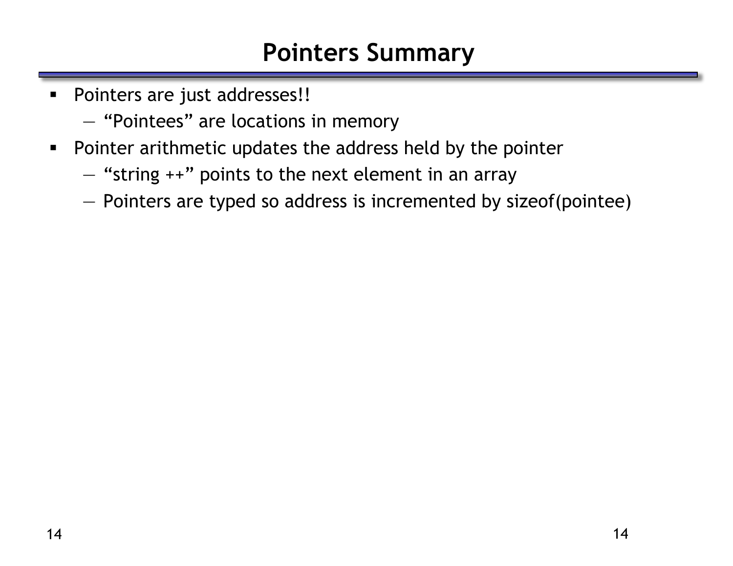# Pointers Summary

- Pointers are just addresses!!
  - "Pointees" are locations in memory
- Pointer arithmetic updates the address held by the pointer
  - "string ++" points to the next element in an array
  - Pointers are typed so address is incremented by sizeof(pointee)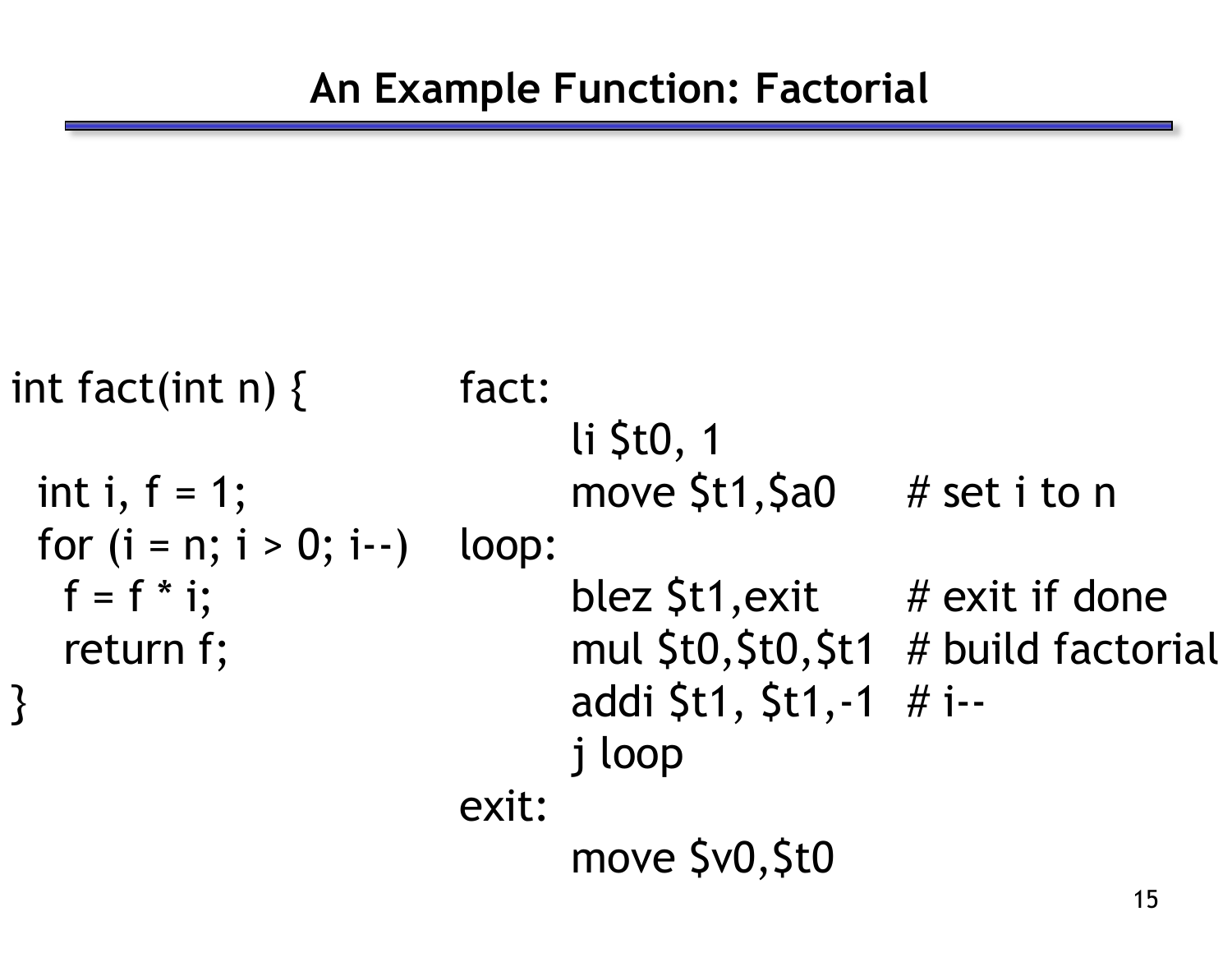# An Example Function: Factorial

```
int fact(int n) {

  int i, f = 1;
  for (i = n; i > 0; i--)
    f = f * i;
    return f;
}
```

```
fact:
        li $t0, 1
        move $t1,$a0      # set i to n
loop:
        blez $t1,exit     # exit if done
        mul $t0,$t0,$t1   # build factorial
        addi $t1, $t1,-1  # i--
        j loop
exit:
        move $v0,$t0
```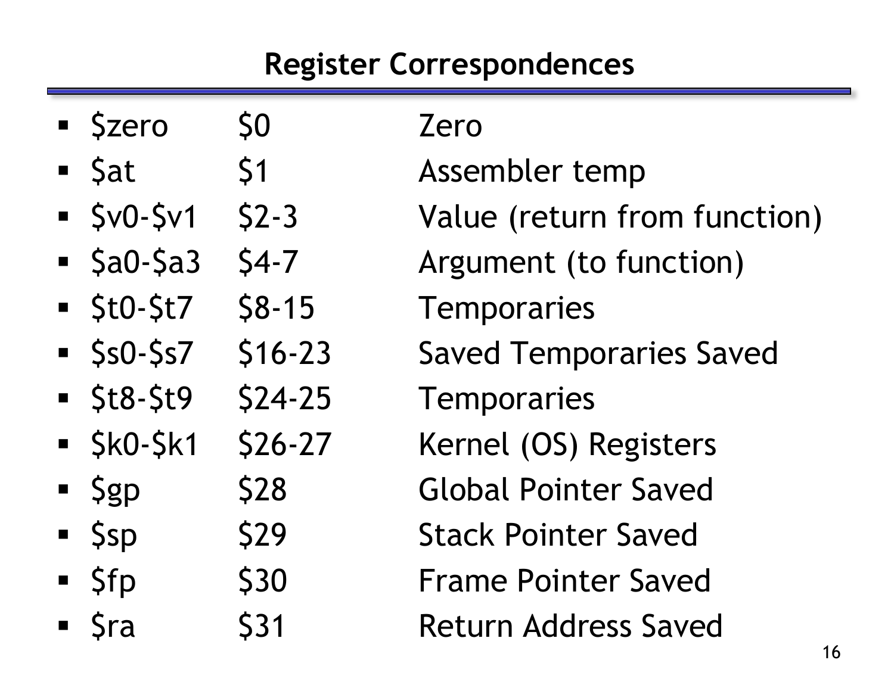# Register Correspondences

- $zero $0 Zero
- $at $1 Assembler temp
- $v0-$v1 $2-3 Value (return from function)
- $a0-$a3 $4-7 Argument (to function)
- $t0-$t7 $8-15 Temporaries
- $s0-$s7 $16-23 Saved Temporaries Saved
- $t8-$t9 $24-25 Temporaries
- $k0-$k1 $26-27 Kernel (OS) Registers
- $gp $28 Global Pointer Saved
- $sp $29 Stack Pointer Saved
- $fp $30 Frame Pointer Saved
- $ra $31 Return Address Saved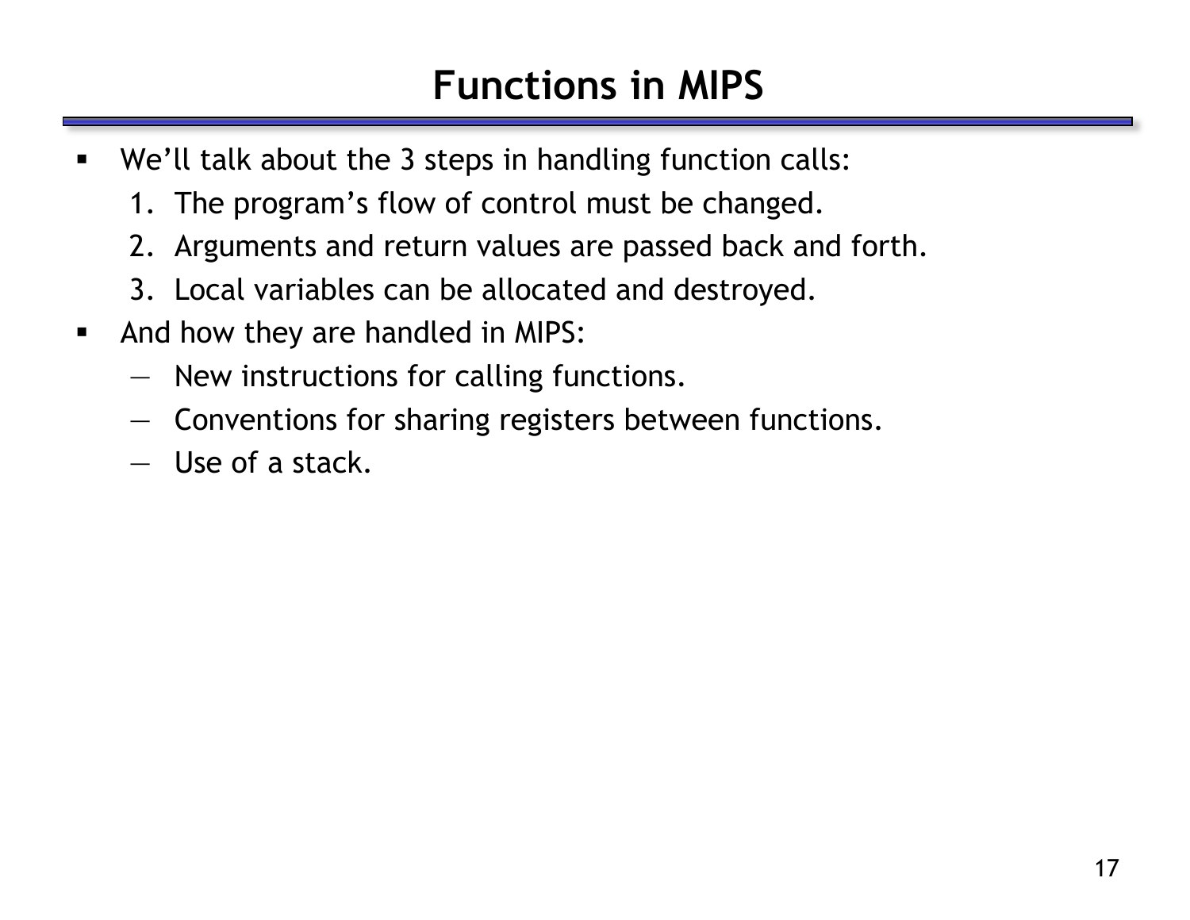# Functions in MIPS

- We'll talk about the 3 steps in handling function calls:
  1. The program's flow of control must be changed.
  2. Arguments and return values are passed back and forth.
  3. Local variables can be allocated and destroyed.
- And how they are handled in MIPS:
  - New instructions for calling functions.
  - Conventions for sharing registers between functions.
  - Use of a stack.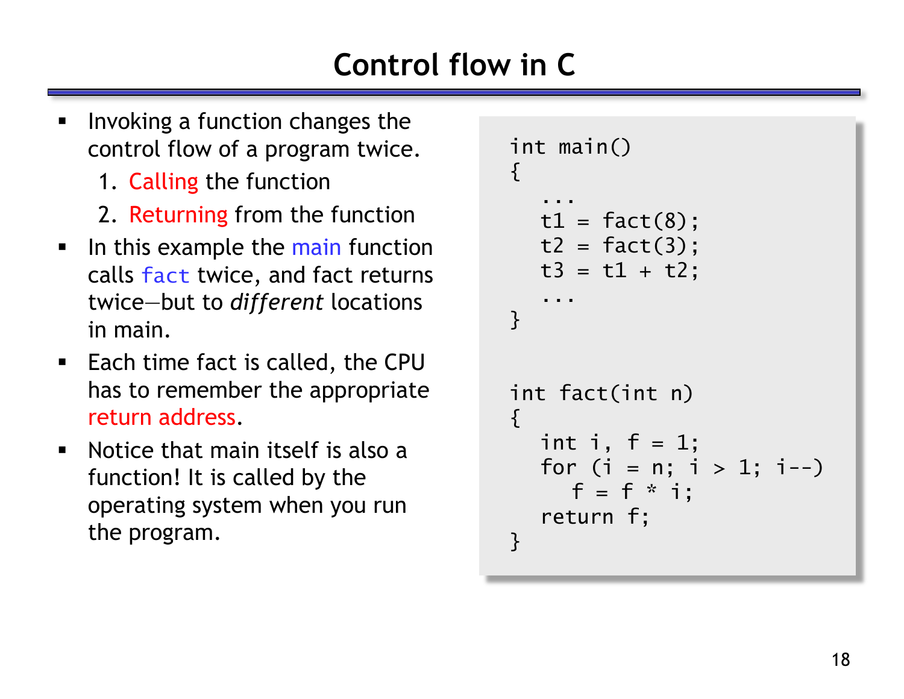# Control flow in C

- Invoking a function changes the control flow of a program twice.
  1. Calling the function
  2. Returning from the function
- In this example the main function calls fact twice, and fact returns twice—but to *different* locations in main.
- Each time fact is called, the CPU has to remember the appropriate return address.
- Notice that main itself is also a function! It is called by the operating system when you run the program.

```
int main()
{
   ...
   t1 = fact(8);
   t2 = fact(3);
   t3 = t1 + t2;
   ...
}


int fact(int n)
{
   int i, f = 1;
   for (i = n; i > 1; i--)
      f = f * i;
   return f;
}
```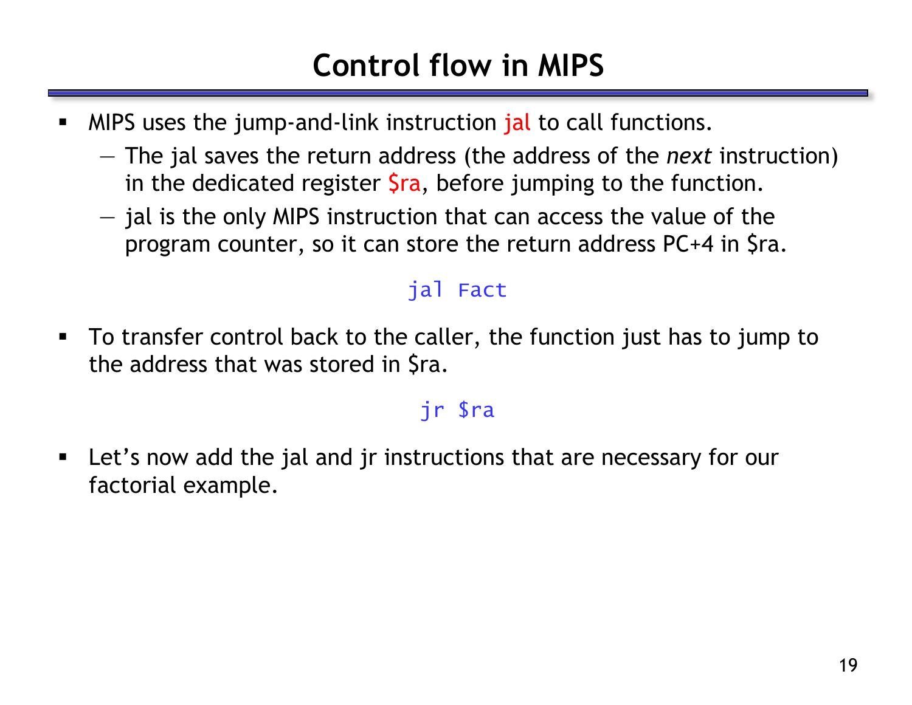# Control flow in MIPS

- MIPS uses the jump-and-link instruction jal to call functions.
  - The jal saves the return address (the address of the *next* instruction) in the dedicated register $ra, before jumping to the function.
  - jal is the only MIPS instruction that can access the value of the program counter, so it can store the return address PC+4 in $ra.

```
jal Fact
```

- To transfer control back to the caller, the function just has to jump to the address that was stored in $ra.

```
jr $ra
```

- Let's now add the jal and jr instructions that are necessary for our factorial example.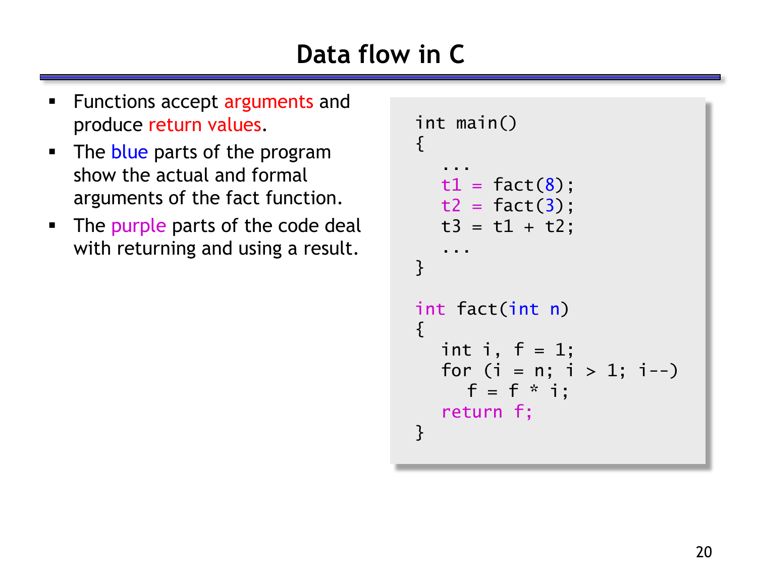# Data flow in C

- Functions accept arguments and produce return values.
- The blue parts of the program show the actual and formal arguments of the fact function.
- The purple parts of the code deal with returning and using a result.

```
int main()
{
   ...
   t1 = fact(8);
   t2 = fact(3);
   t3 = t1 + t2;
   ...
}

int fact(int n)
{
   int i, f = 1;
   for (i = n; i > 1; i--)
      f = f * i;
   return f;
}
```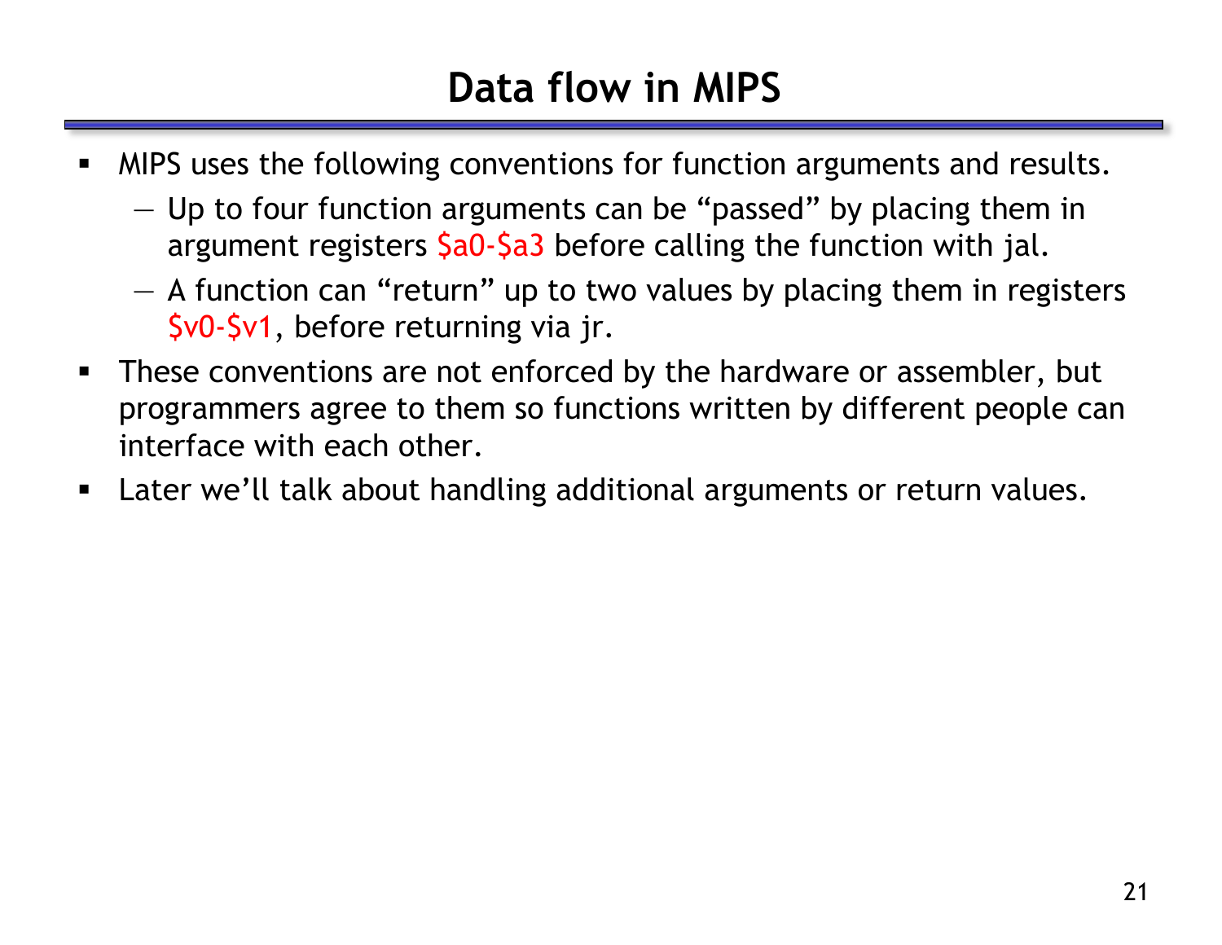# Data flow in MIPS

- MIPS uses the following conventions for function arguments and results.
  - Up to four function arguments can be “passed” by placing them in argument registers $a0-$a3 before calling the function with jal.
  - A function can “return” up to two values by placing them in registers $v0-$v1, before returning via jr.
- These conventions are not enforced by the hardware or assembler, but programmers agree to them so functions written by different people can interface with each other.
- Later we’ll talk about handling additional arguments or return values.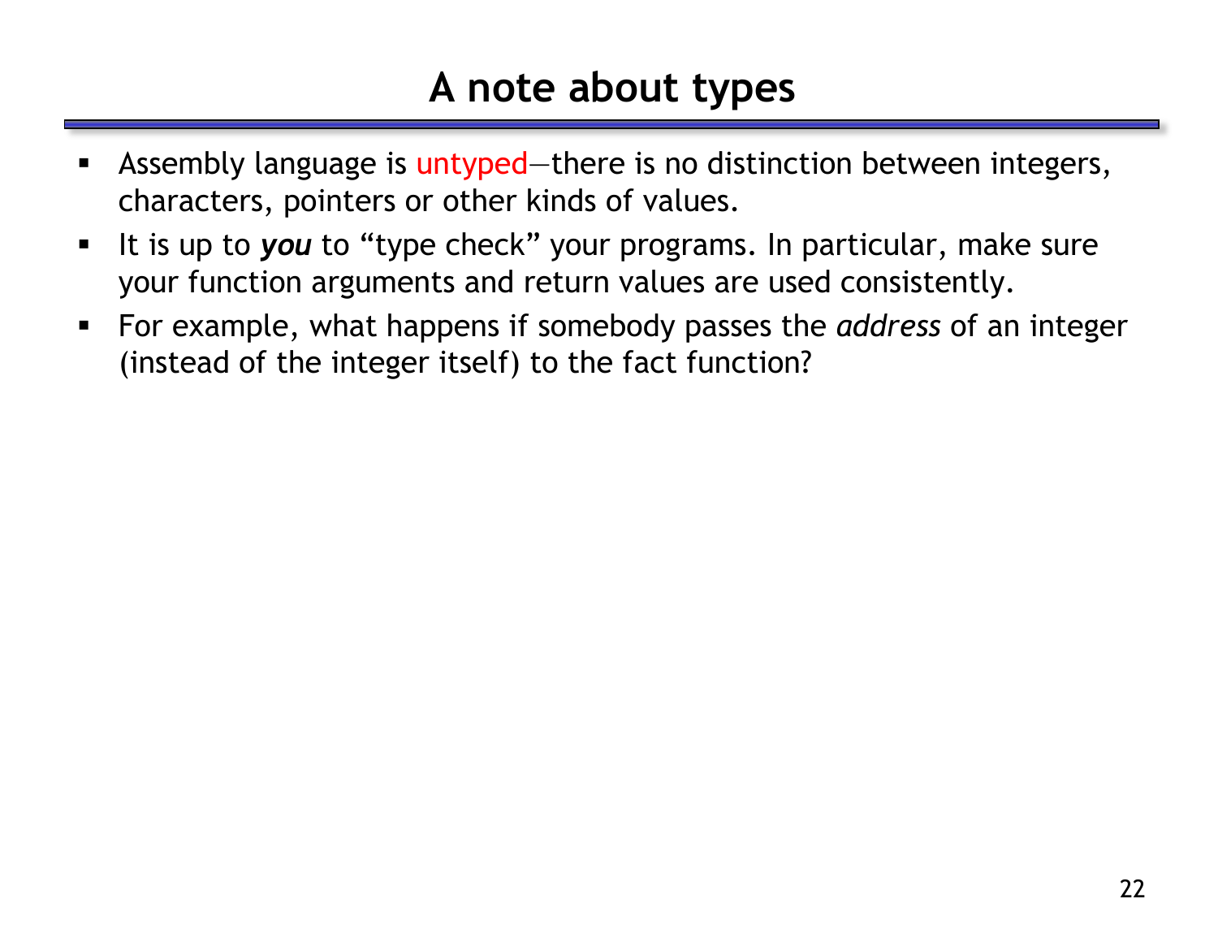# A note about types

- Assembly language is untyped—there is no distinction between integers, characters, pointers or other kinds of values.
- It is up to ***you*** to "type check" your programs. In particular, make sure your function arguments and return values are used consistently.
- For example, what happens if somebody passes the *address* of an integer (instead of the integer itself) to the fact function?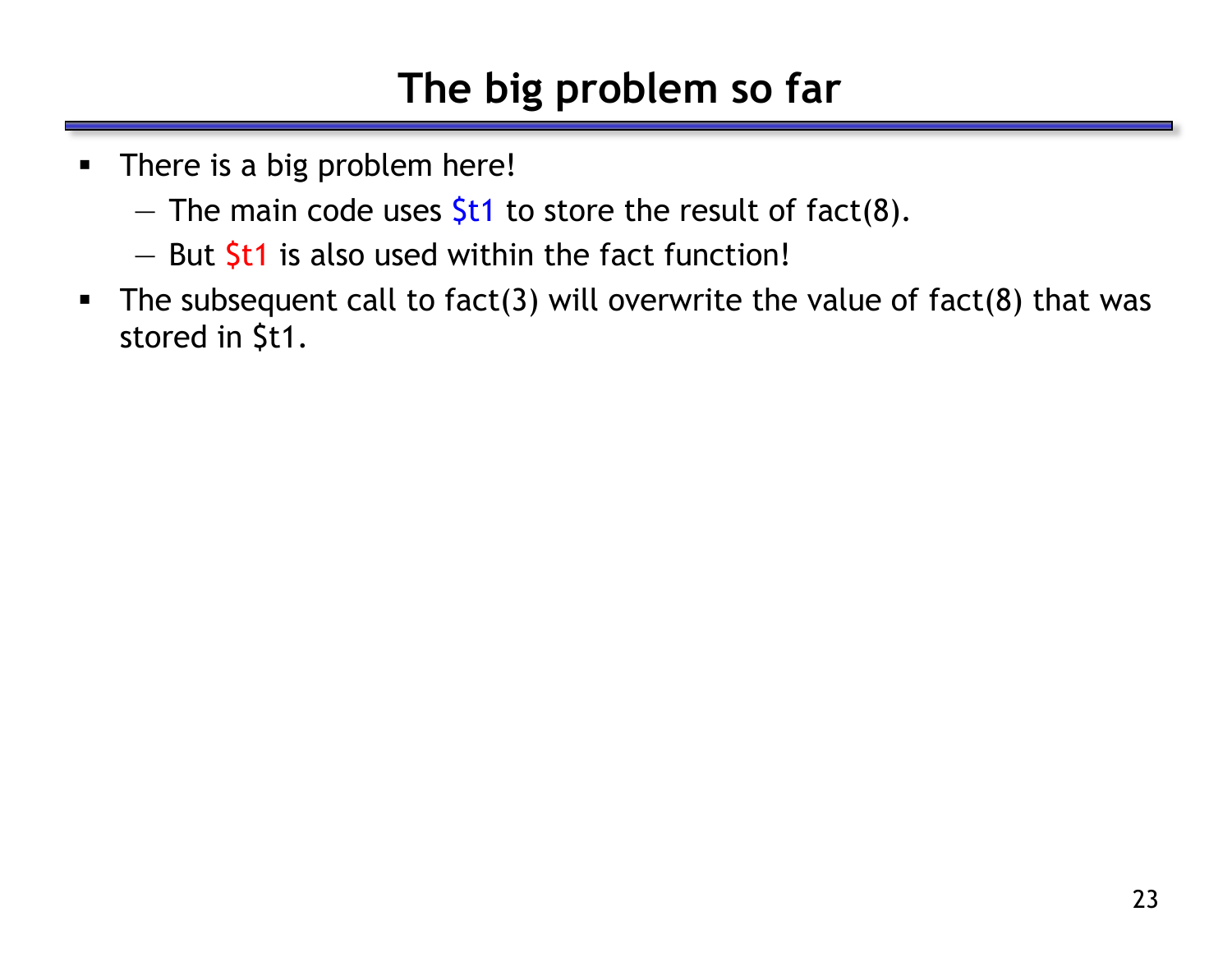# The big problem so far

- There is a big problem here!
  - The main code uses $t1 to store the result of fact(8).
  - But $t1 is also used within the fact function!
- The subsequent call to fact(3) will overwrite the value of fact(8) that was stored in $t1.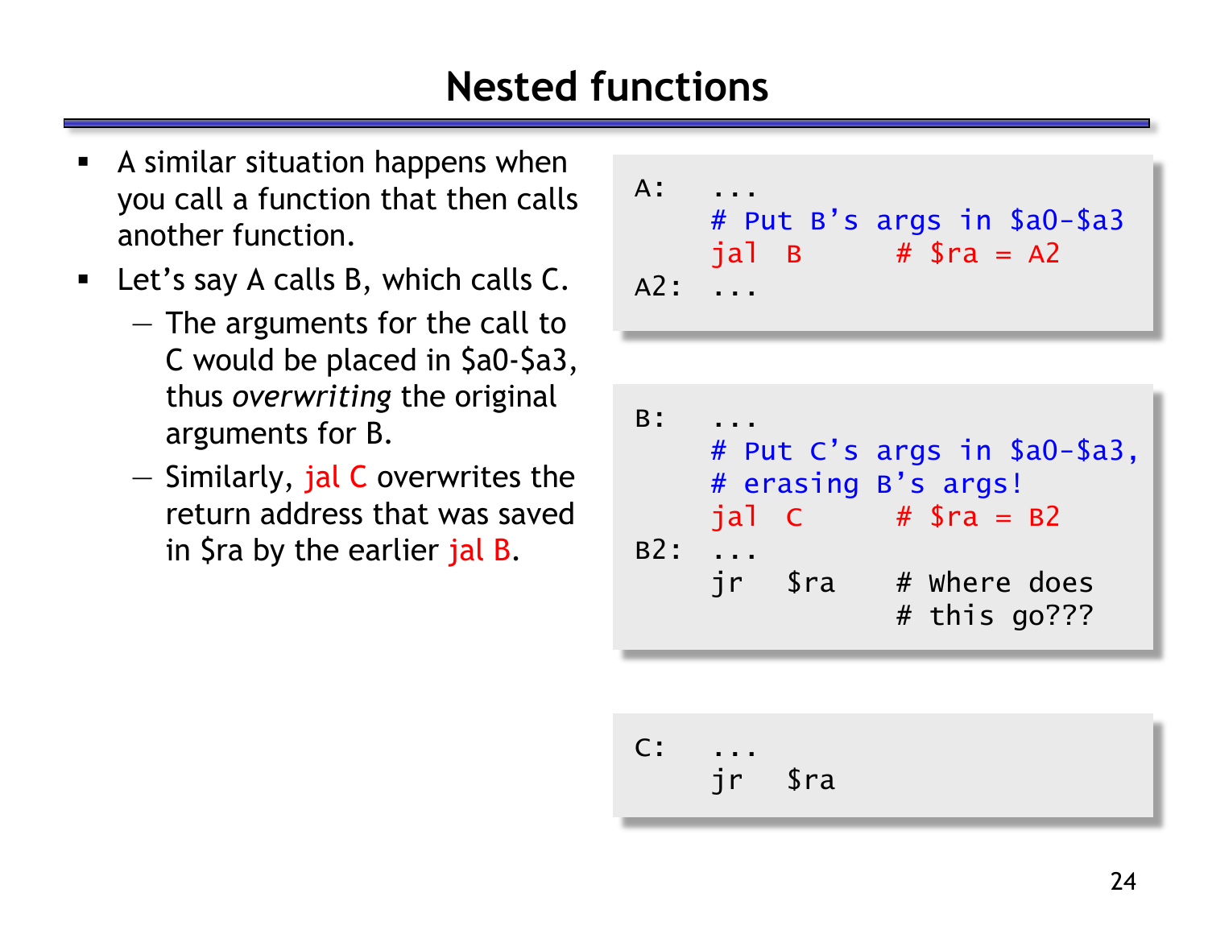# Nested functions

- A similar situation happens when you call a function that then calls another function.
- Let's say A calls B, which calls C.
  - The arguments for the call to C would be placed in $a0-$a3, thus *overwriting* the original arguments for B.
  - Similarly, jal C overwrites the return address that was saved in $ra by the earlier jal B.

```
A:   ...
     # Put B's args in $a0-$a3
     jal  B       # $ra = A2
A2:  ...
```

```
B:   ...
     # Put C's args in $a0-$a3,
     # erasing B's args!
     jal  C       # $ra = B2
B2:  ...
     jr   $ra     # Where does
                  # this go???
```

```
C:   ...
     jr   $ra
```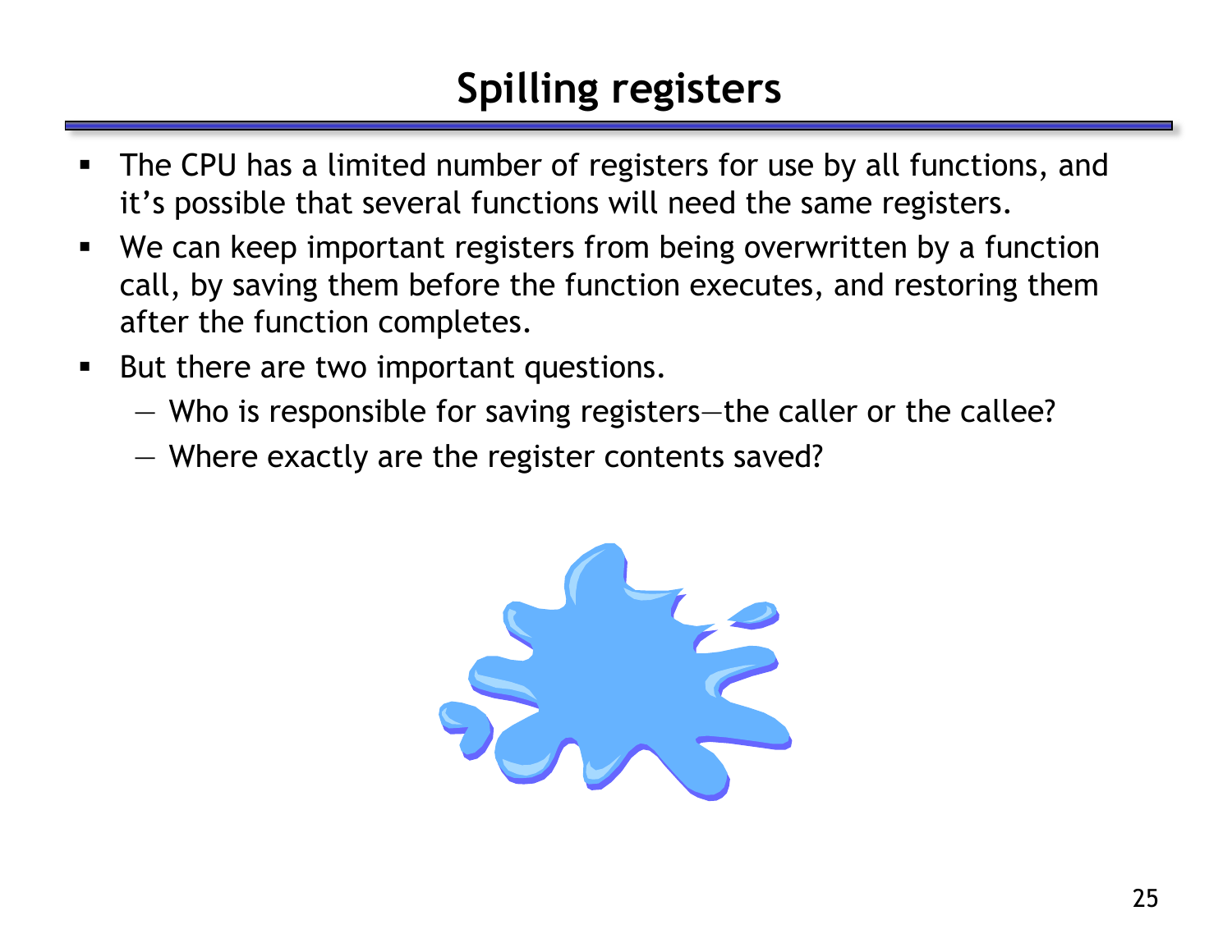# Spilling registers

- The CPU has a limited number of registers for use by all functions, and it's possible that several functions will need the same registers.
- We can keep important registers from being overwritten by a function call, by saving them before the function executes, and restoring them after the function completes.
- But there are two important questions.
  - Who is responsible for saving registers—the caller or the callee?
  - Where exactly are the register contents saved?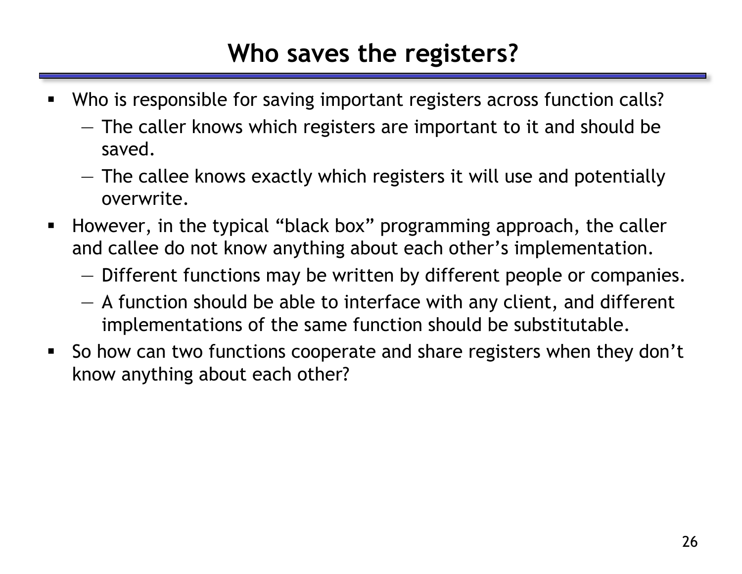# Who saves the registers?

- Who is responsible for saving important registers across function calls?
  - The caller knows which registers are important to it and should be saved.
  - The callee knows exactly which registers it will use and potentially overwrite.
- However, in the typical "black box" programming approach, the caller and callee do not know anything about each other's implementation.
  - Different functions may be written by different people or companies.
  - A function should be able to interface with any client, and different implementations of the same function should be substitutable.
- So how can two functions cooperate and share registers when they don't know anything about each other?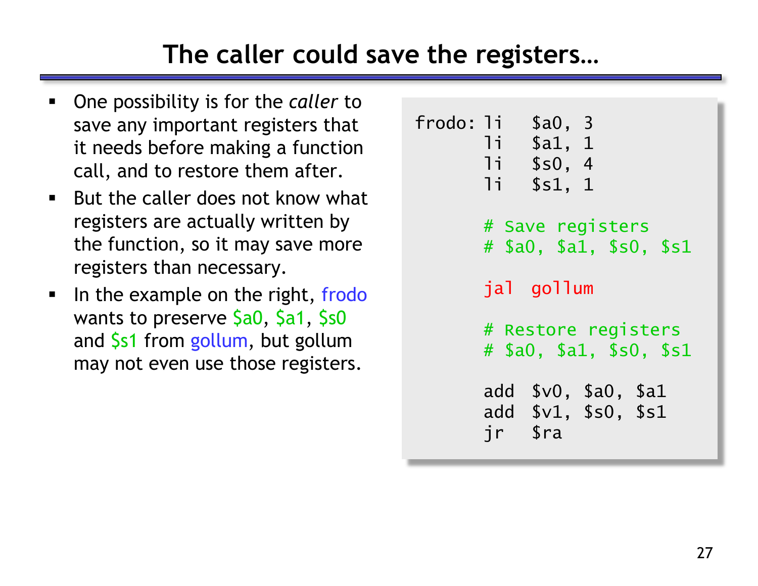# The caller could save the registers…

- One possibility is for the *caller* to save any important registers that it needs before making a function call, and to restore them after.
- But the caller does not know what registers are actually written by the function, so it may save more registers than necessary.
- In the example on the right, frodo wants to preserve $a0, $a1, $s0 and $s1 from gollum, but gollum may not even use those registers.

```
frodo: li   $a0, 3
       li   $a1, 1
       li   $s0, 4
       li   $s1, 1

       # Save registers
       # $a0, $a1, $s0, $s1

       jal  gollum

       # Restore registers
       # $a0, $a1, $s0, $s1

       add  $v0, $a0, $a1
       add  $v1, $s0, $s1
       jr   $ra
```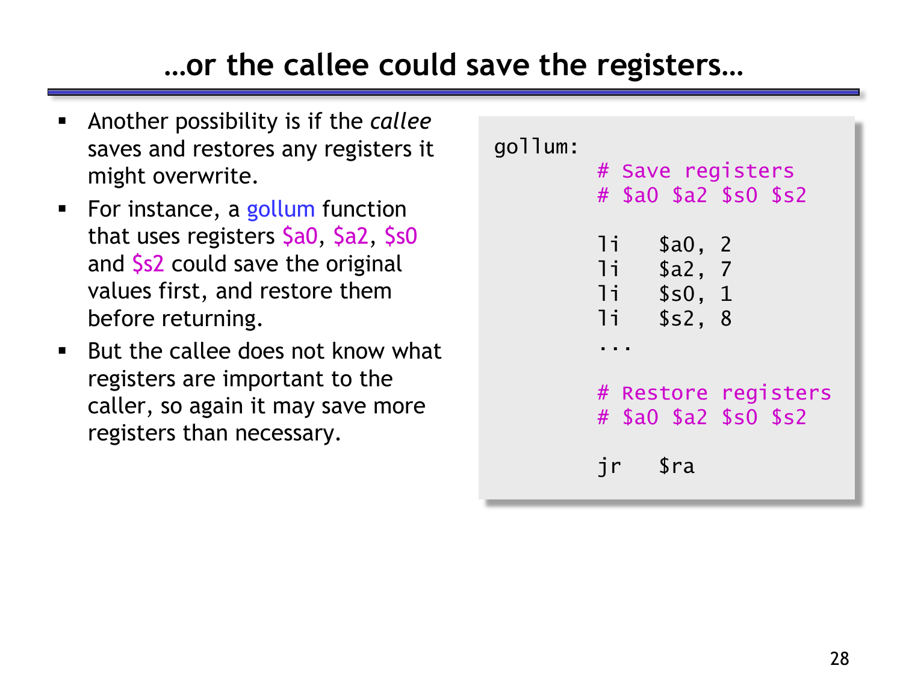# …or the callee could save the registers…

- Another possibility is if the *callee* saves and restores any registers it might overwrite.
- For instance, a gollum function that uses registers $a0, $a2, $s0 and $s2 could save the original values first, and restore them before returning.
- But the callee does not know what registers are important to the caller, so again it may save more registers than necessary.

```
gollum:
        # Save registers
        # $a0 $a2 $s0 $s2

        li    $a0, 2
        li    $a2, 7
        li    $s0, 1
        li    $s2, 8
        ...

        # Restore registers
        # $a0 $a2 $s0 $s2

        jr    $ra
```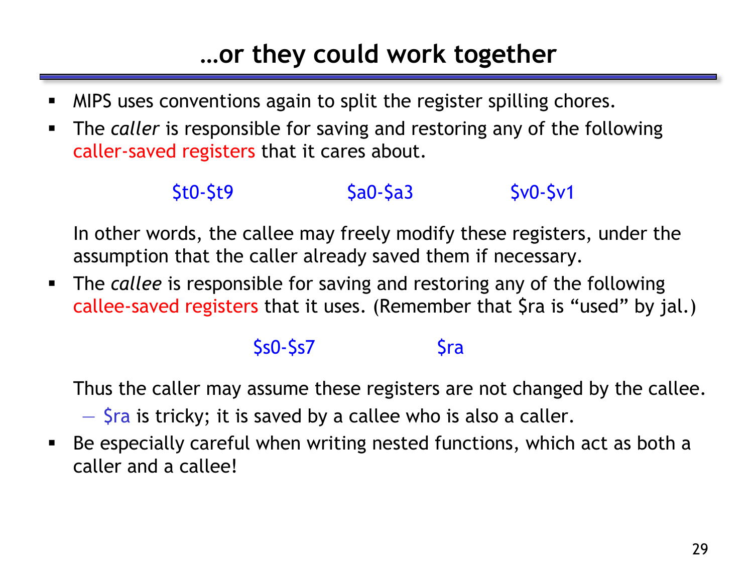# …or they could work together

- MIPS uses conventions again to split the register spilling chores.
- The *caller* is responsible for saving and restoring any of the following caller-saved registers that it cares about.

  $t0-$t9 $a0-$a3 $v0-$v1

  In other words, the callee may freely modify these registers, under the assumption that the caller already saved them if necessary.
- The *callee* is responsible for saving and restoring any of the following callee-saved registers that it uses. (Remember that $ra is "used" by jal.)

  $s0-$s7 $ra

  Thus the caller may assume these registers are not changed by the callee.
  - $ra is tricky; it is saved by a callee who is also a caller.
- Be especially careful when writing nested functions, which act as both a caller and a callee!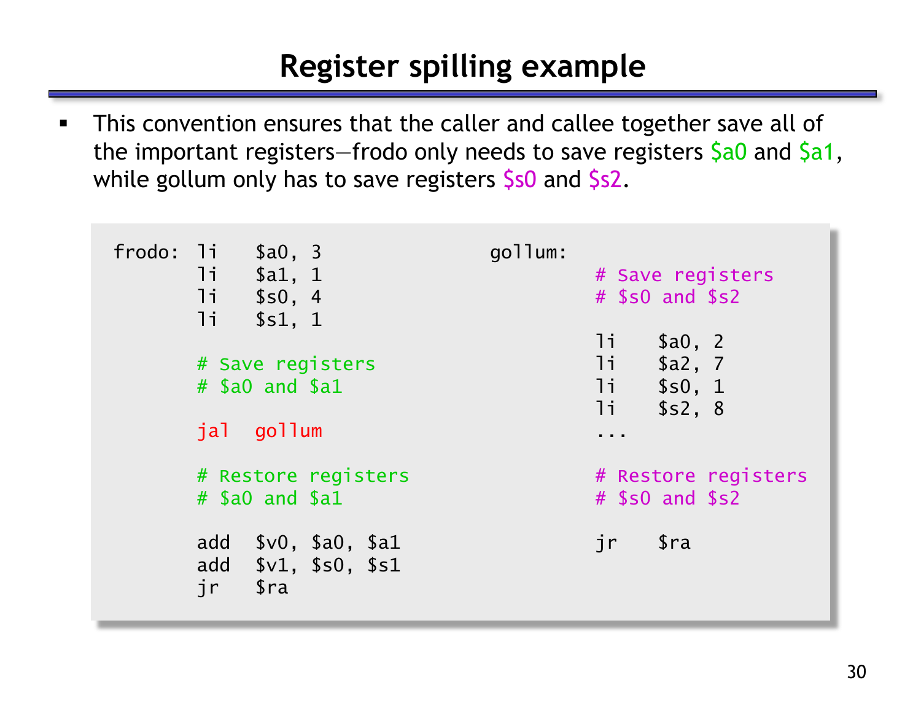# Register spilling example

- This convention ensures that the caller and callee together save all of the important registers—frodo only needs to save registers $a0 and $a1, while gollum only has to save registers $s0 and $s2.

```
frodo:  li   $a0, 3
        li   $a1, 1
        li   $s0, 4
        li   $s1, 1

        # Save registers
        # $a0 and $a1

        jal  gollum

        # Restore registers
        # $a0 and $a1

        add  $v0, $a0, $a1
        add  $v1, $s0, $s1
        jr   $ra
```

```
gollum:
        # Save registers
        # $s0 and $s2

        li   $a0, 2
        li   $a2, 7
        li   $s0, 1
        li   $s2, 8
        ...

        # Restore registers
        # $s0 and $s2

        jr   $ra
```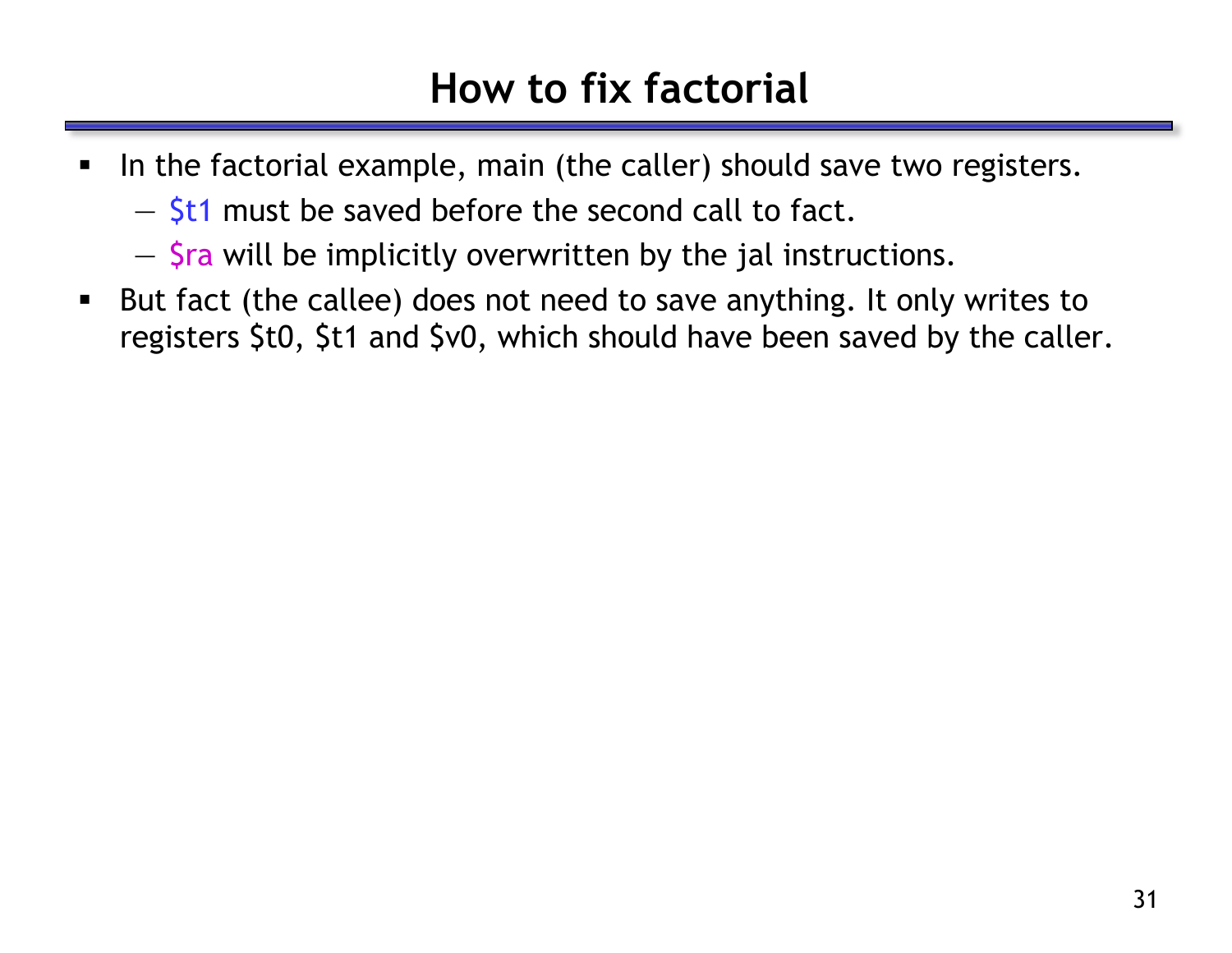# How to fix factorial

- In the factorial example, main (the caller) should save two registers.
  - $t1 must be saved before the second call to fact.
  - $ra will be implicitly overwritten by the jal instructions.
- But fact (the callee) does not need to save anything. It only writes to registers $t0, $t1 and $v0, which should have been saved by the caller.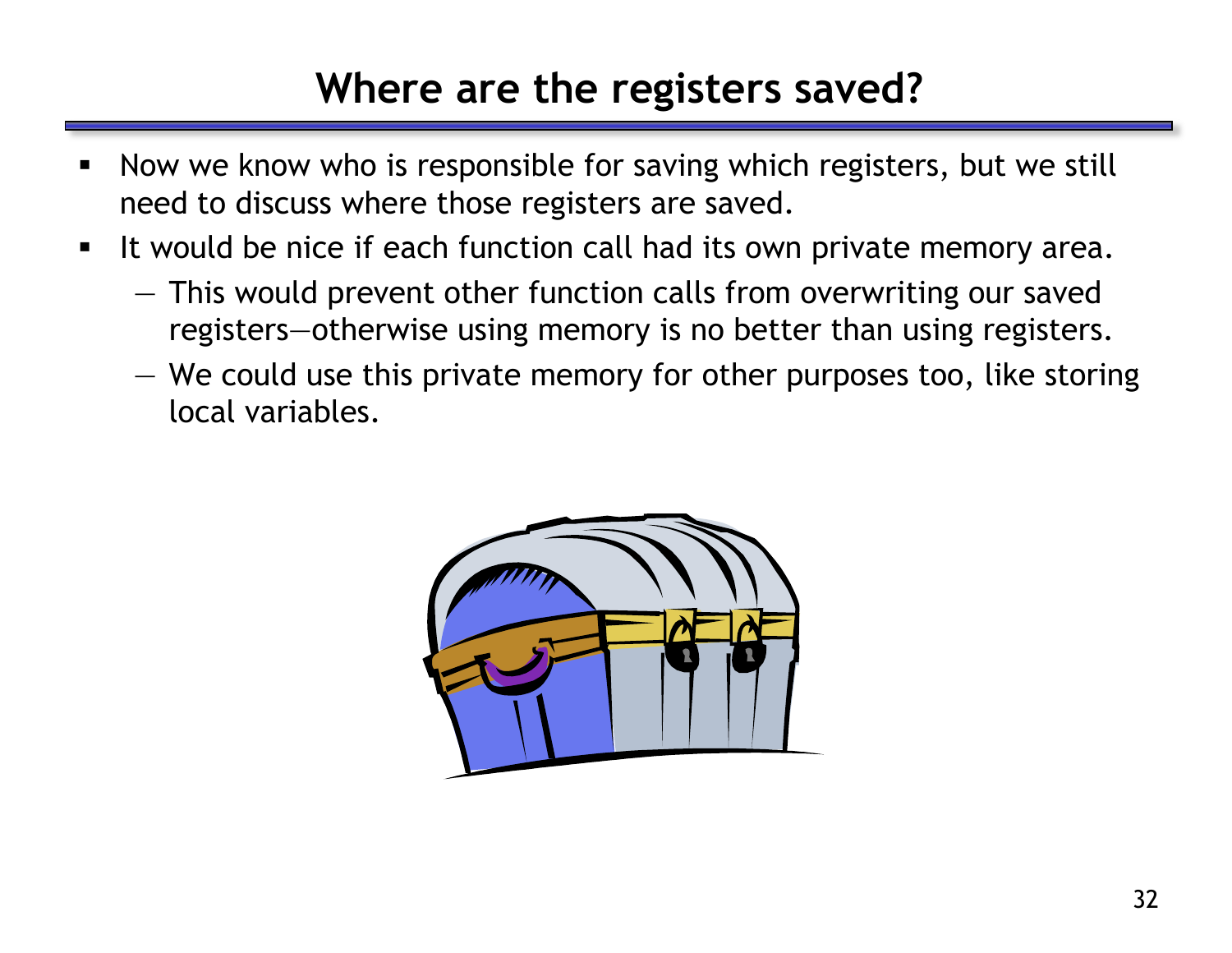# Where are the registers saved?

- Now we know who is responsible for saving which registers, but we still need to discuss where those registers are saved.
- It would be nice if each function call had its own private memory area.
  - This would prevent other function calls from overwriting our saved registers—otherwise using memory is no better than using registers.
  - We could use this private memory for other purposes too, like storing local variables.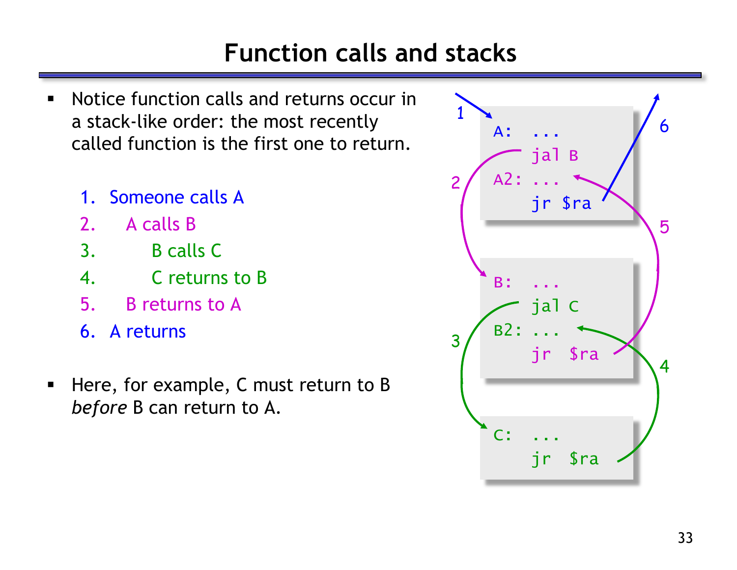# Function calls and stacks

- Notice function calls and returns occur in a stack-like order: the most recently called function is the first one to return.

  1. Someone calls A
  2. A calls B
  3. B calls C
  4. C returns to B
  5. B returns to A
  6. A returns

- Here, for example, C must return to B *before* B can return to A.

```
A:  ...
    jal B
A2: ...
    jr $ra

B:  ...
    jal C
B2: ...
    jr  $ra

C:  ...
    jr  $ra
```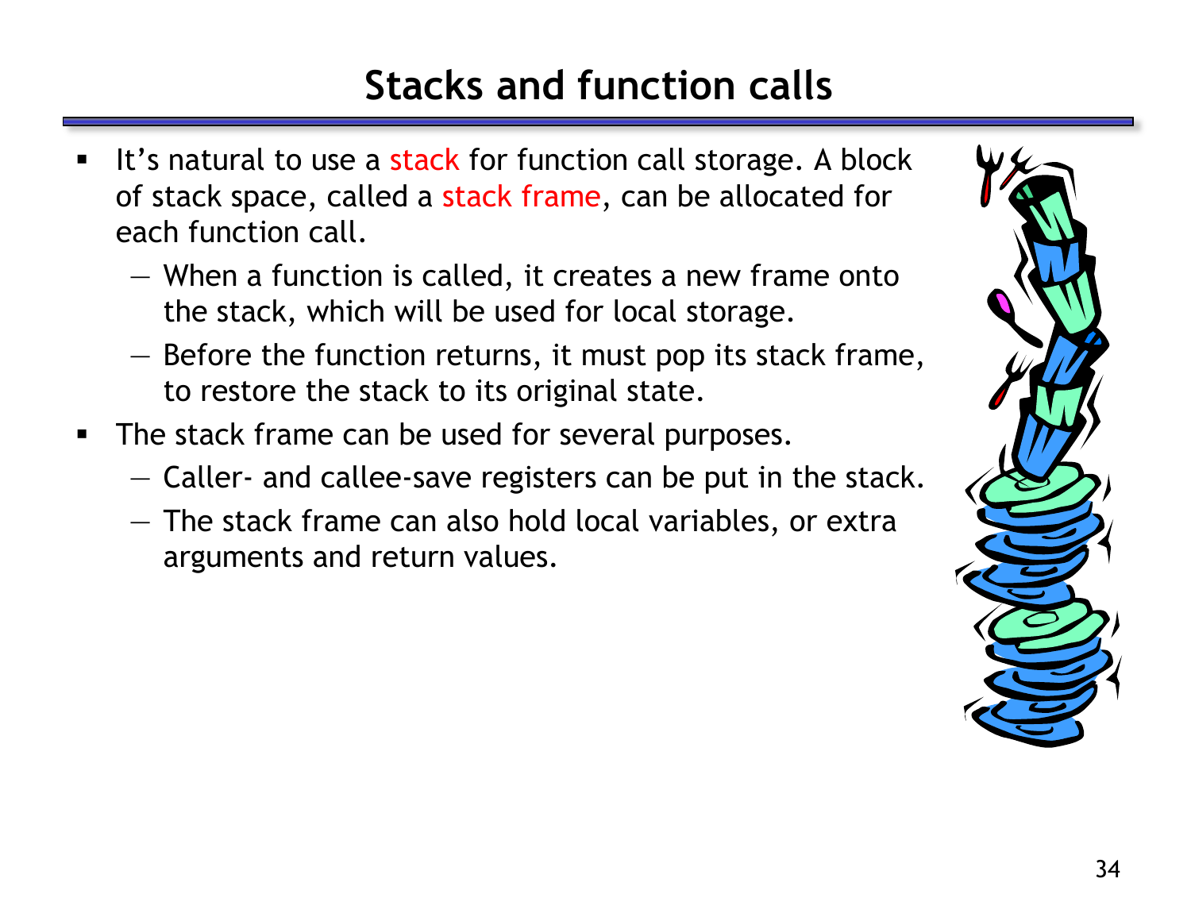# Stacks and function calls

- It's natural to use a stack for function call storage. A block of stack space, called a stack frame, can be allocated for each function call.
  - When a function is called, it creates a new frame onto the stack, which will be used for local storage.
  - Before the function returns, it must pop its stack frame, to restore the stack to its original state.
- The stack frame can be used for several purposes.
  - Caller- and callee-save registers can be put in the stack.
  - The stack frame can also hold local variables, or extra arguments and return values.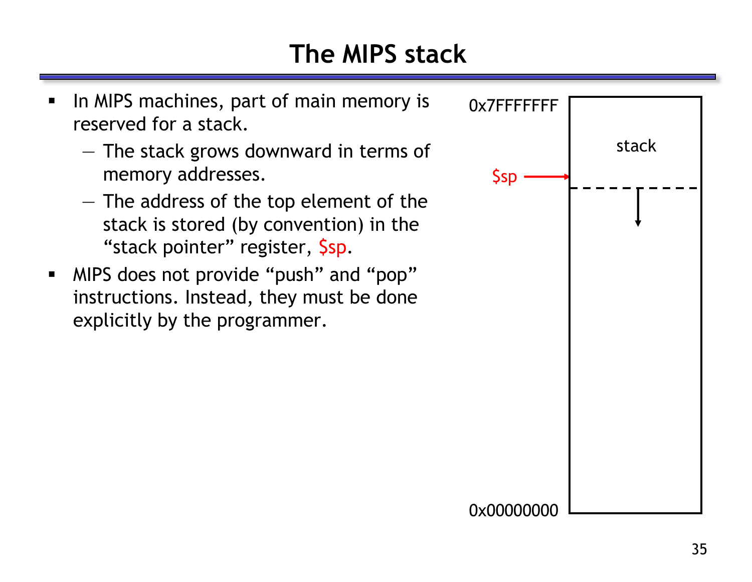# The MIPS stack

- In MIPS machines, part of main memory is reserved for a stack.
  - The stack grows downward in terms of memory addresses.
  - The address of the top element of the stack is stored (by convention) in the "stack pointer" register, $sp.
- MIPS does not provide "push" and "pop" instructions. Instead, they must be done explicitly by the programmer.

0x7FFFFFFF

stack

$sp

0x00000000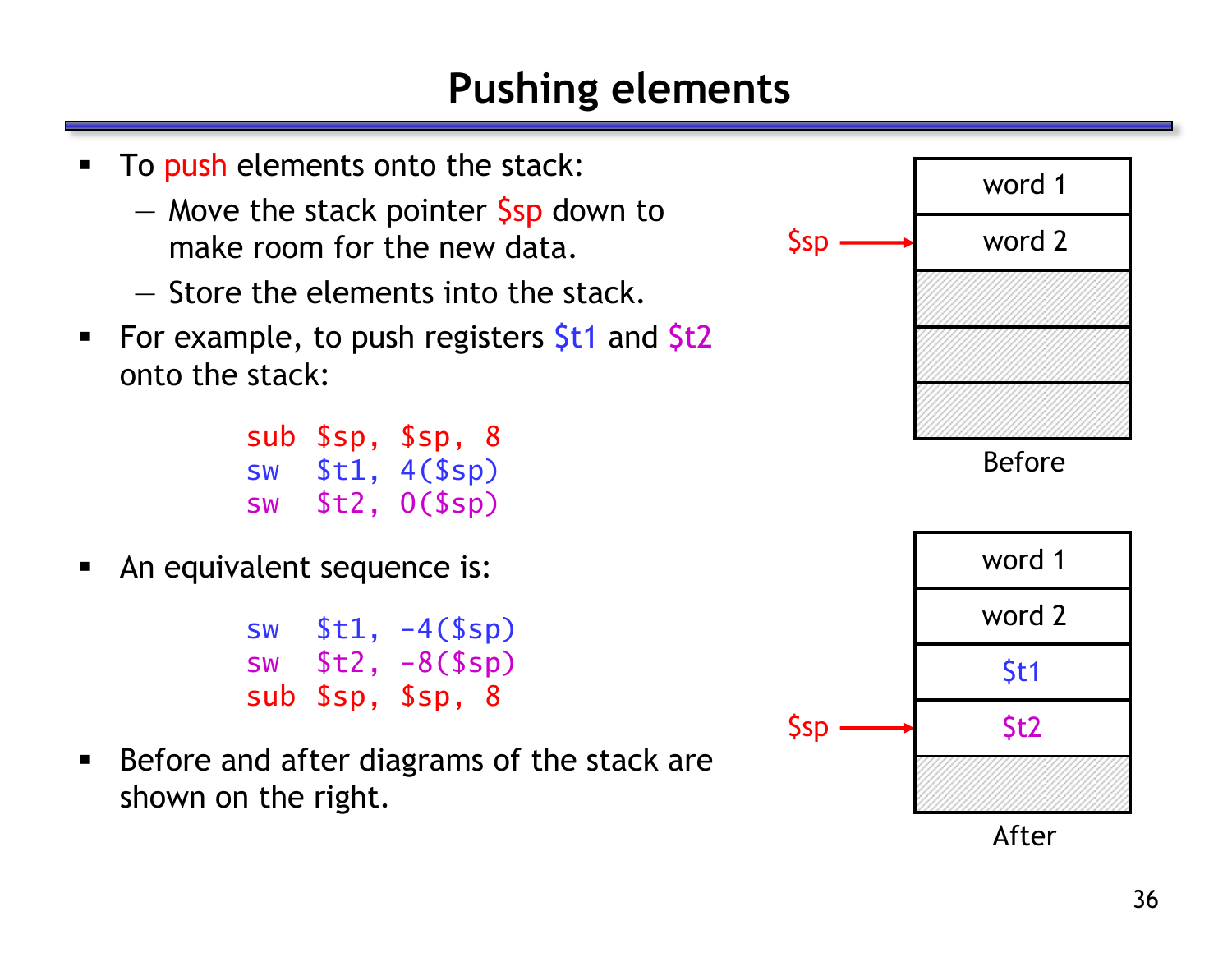# Pushing elements

- To push elements onto the stack:
  - Move the stack pointer $sp down to make room for the new data.
  - Store the elements into the stack.
- For example, to push registers $t1 and $t2 onto the stack:

```
sub $sp, $sp, 8
sw  $t1, 4($sp)
sw  $t2, 0($sp)
```

- An equivalent sequence is:

```
sw  $t1, -4($sp)
sw  $t2, -8($sp)
sub $sp, $sp, 8
```

- Before and after diagrams of the stack are shown on the right.

**Before**

| | Stack |
|---|---|
| | word 1 |
| $sp → | word 2 |
| | |
| | |
| | |

**After**

| | Stack |
|---|---|
| | word 1 |
| | word 2 |
| | $t1 |
| $sp → | $t2 |
| | |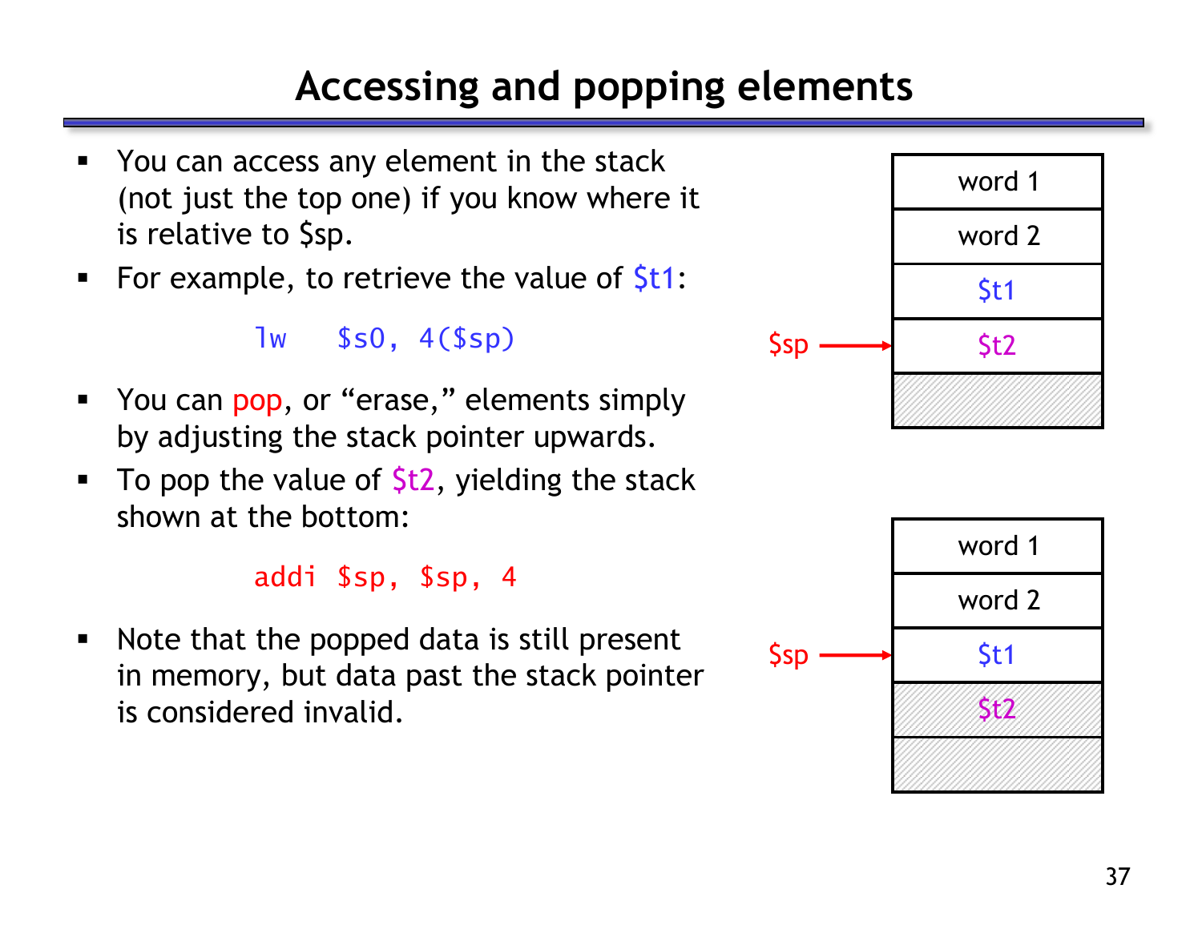# Accessing and popping elements

- You can access any element in the stack (not just the top one) if you know where it is relative to $sp.
- For example, to retrieve the value of $t1:

```
lw   $s0, 4($sp)
```

- You can pop, or “erase,” elements simply by adjusting the stack pointer upwards.
- To pop the value of $t2, yielding the stack shown at the bottom:

```
addi $sp, $sp, 4
```

- Note that the popped data is still present in memory, but data past the stack pointer is considered invalid.

| | Stack |
|---|---|
| | word 1 |
| | word 2 |
| | $t1 |
| $sp → | $t2 |
| | |

| | Stack |
|---|---|
| | word 1 |
| | word 2 |
| $sp → | $t1 |
| | $t2 |
| | |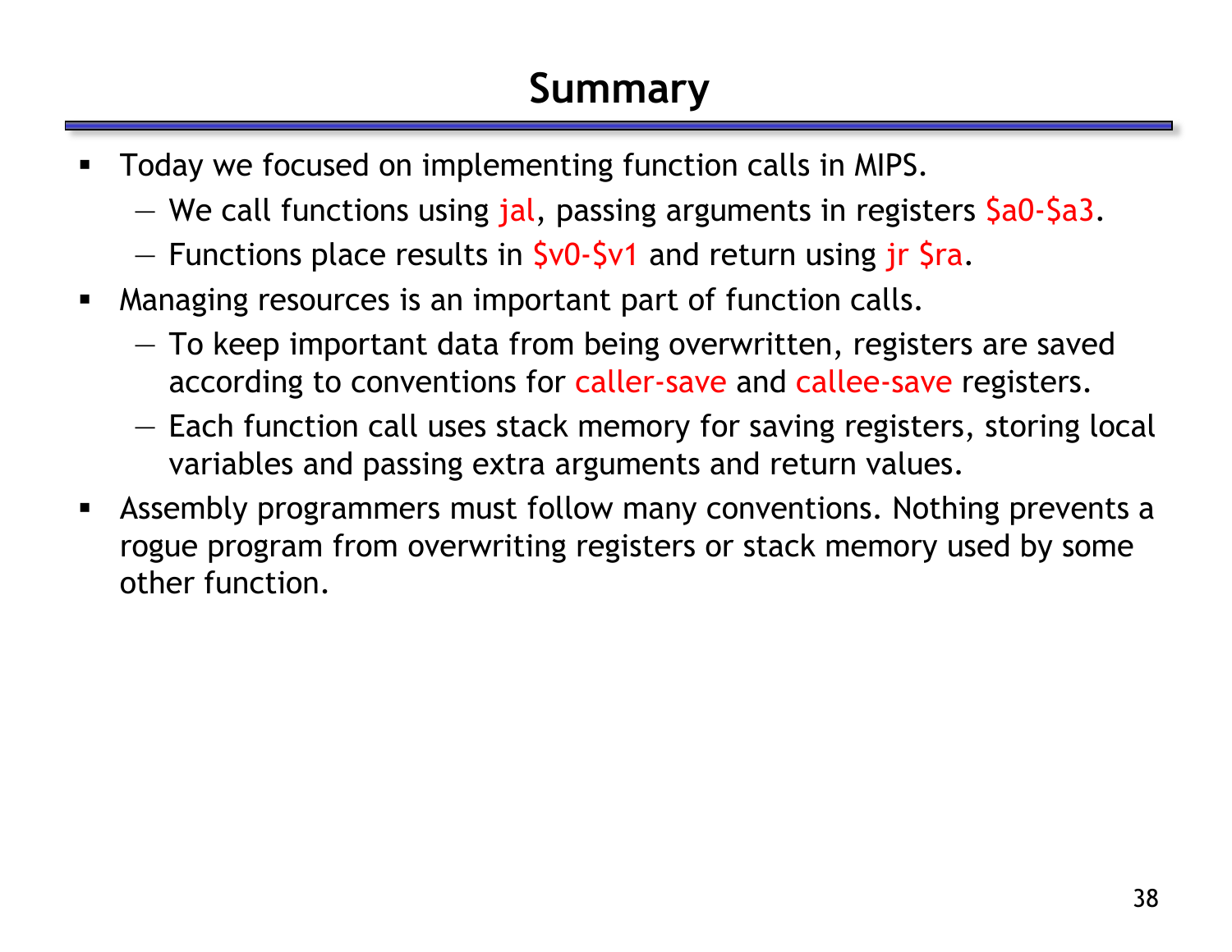# Summary

- Today we focused on implementing function calls in MIPS.
  - We call functions using jal, passing arguments in registers $a0-$a3.
  - Functions place results in $v0-$v1 and return using jr $ra.
- Managing resources is an important part of function calls.
  - To keep important data from being overwritten, registers are saved according to conventions for caller-save and callee-save registers.
  - Each function call uses stack memory for saving registers, storing local variables and passing extra arguments and return values.
- Assembly programmers must follow many conventions. Nothing prevents a rogue program from overwriting registers or stack memory used by some other function.